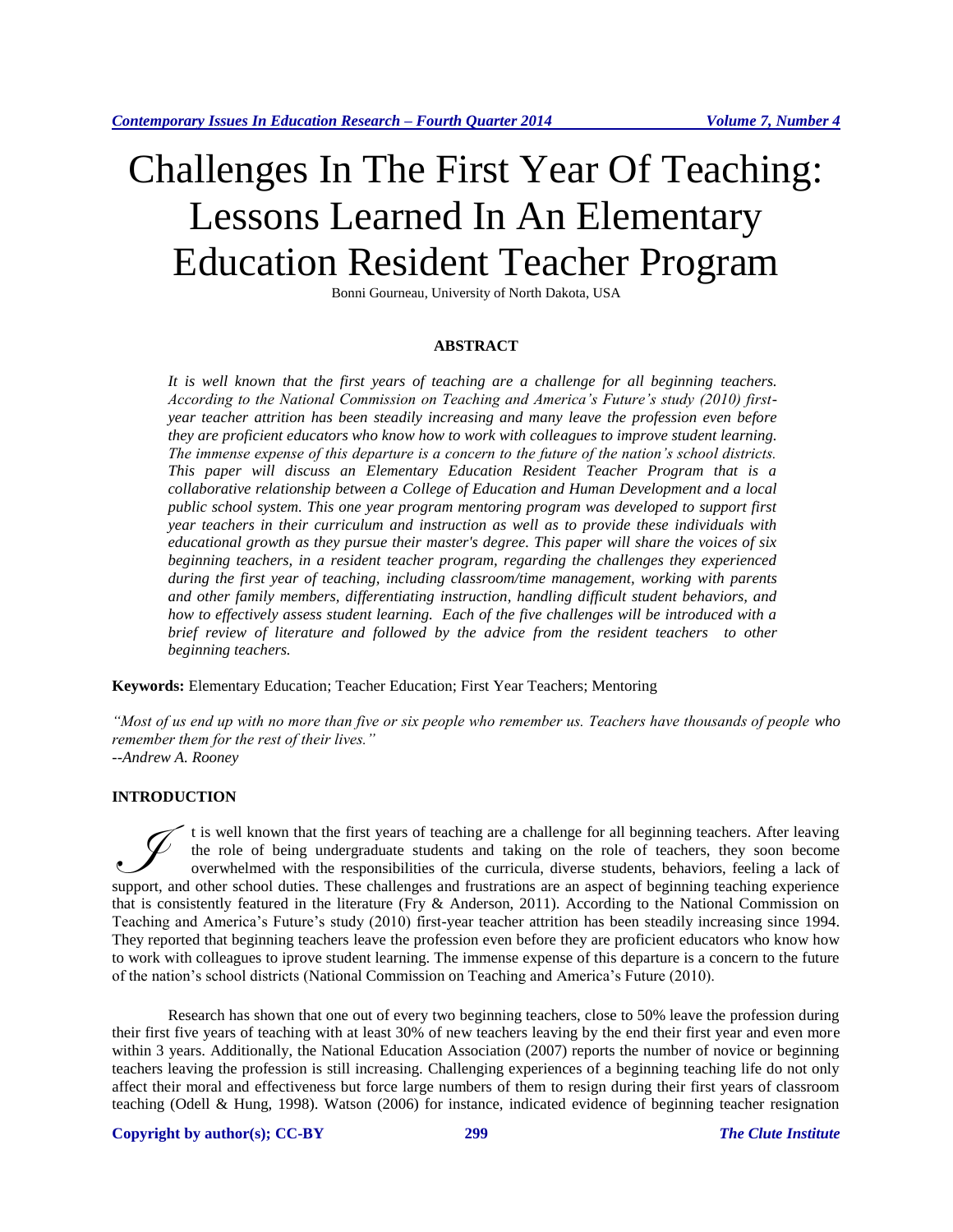# Challenges In The First Year Of Teaching: Lessons Learned In An Elementary Education Resident Teacher Program

Bonni Gourneau, University of North Dakota, USA

## ABSTRACT

*It is well known that the first years of teaching are a challenge for all beginning teachers. According to the National Commission on Teaching and America's Future's study (2010) first-year teacher attrition has been steadily increasing and many leave the profession even before they are proficient educators who know how to work with colleagues to improve student learning. The immense expense of this departure is a concern to the future of the nation's school districts. This paper will discuss an Elementary Education Resident Teacher Program that is a collaborative relationship between a College of Education and Human Development and a local public school system. This one year program mentoring program was developed to support first year teachers in their curriculum and instruction as well as to provide these individuals with educational growth as they pursue their master's degree. This paper will share the voices of six beginning teachers, in a resident teacher program, regarding the challenges they experienced during the first year of teaching, including classroom/time management, working with parents and other family members, differentiating instruction, handling difficult student behaviors, and how to effectively assess student learning. Each of the five challenges will be introduced with a brief review of literature and followed by the advice from the resident teachers to other beginning teachers.*

**Keywords:** Elementary Education; Teacher Education; First Year Teachers; Mentoring

*"Most of us end up with no more than five or six people who remember us. Teachers have thousands of people who remember them for the rest of their lives."*
*--Andrew A. Rooney*

## INTRODUCTION

It is well known that the first years of teaching are a challenge for all beginning teachers. After leaving the role of being undergraduate students and taking on the role of teachers, they soon become overwhelmed with the responsibilities of the curricula, diverse students, behaviors, feeling a lack of support, and other school duties. These challenges and frustrations are an aspect of beginning teaching experience that is consistently featured in the literature (Fry & Anderson, 2011). According to the National Commission on Teaching and America's Future's study (2010) first-year teacher attrition has been steadily increasing since 1994. They reported that beginning teachers leave the profession even before they are proficient educators who know how to work with colleagues to iprove student learning. The immense expense of this departure is a concern to the future of the nation's school districts (National Commission on Teaching and America's Future (2010).

Research has shown that one out of every two beginning teachers, close to 50% leave the profession during their first five years of teaching with at least 30% of new teachers leaving by the end their first year and even more within 3 years. Additionally, the National Education Association (2007) reports the number of novice or beginning teachers leaving the profession is still increasing. Challenging experiences of a beginning teaching life do not only affect their moral and effectiveness but force large numbers of them to resign during their first years of classroom teaching (Odell & Hung, 1998). Watson (2006) for instance, indicated evidence of beginning teacher resignation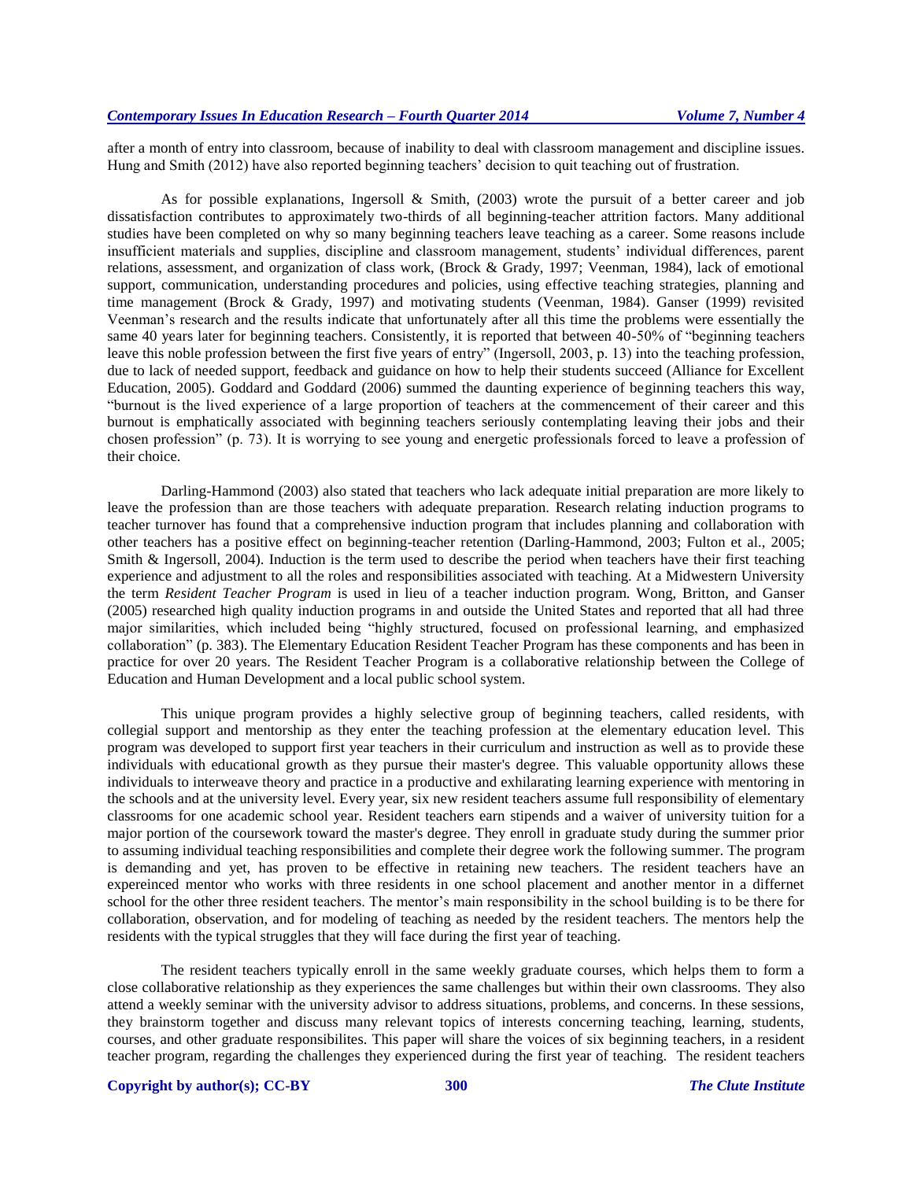after a month of entry into classroom, because of inability to deal with classroom management and discipline issues. Hung and Smith (2012) have also reported beginning teachers' decision to quit teaching out of frustration.

As for possible explanations, Ingersoll & Smith, (2003) wrote the pursuit of a better career and job dissatisfaction contributes to approximately two-thirds of all beginning-teacher attrition factors. Many additional studies have been completed on why so many beginning teachers leave teaching as a career. Some reasons include insufficient materials and supplies, discipline and classroom management, students' individual differences, parent relations, assessment, and organization of class work, (Brock & Grady, 1997; Veenman, 1984), lack of emotional support, communication, understanding procedures and policies, using effective teaching strategies, planning and time management (Brock & Grady, 1997) and motivating students (Veenman, 1984). Ganser (1999) revisited Veenman's research and the results indicate that unfortunately after all this time the problems were essentially the same 40 years later for beginning teachers. Consistently, it is reported that between 40-50% of "beginning teachers leave this noble profession between the first five years of entry" (Ingersoll, 2003, p. 13) into the teaching profession, due to lack of needed support, feedback and guidance on how to help their students succeed (Alliance for Excellent Education, 2005). Goddard and Goddard (2006) summed the daunting experience of beginning teachers this way, "burnout is the lived experience of a large proportion of teachers at the commencement of their career and this burnout is emphatically associated with beginning teachers seriously contemplating leaving their jobs and their chosen profession" (p. 73). It is worrying to see young and energetic professionals forced to leave a profession of their choice.

Darling-Hammond (2003) also stated that teachers who lack adequate initial preparation are more likely to leave the profession than are those teachers with adequate preparation. Research relating induction programs to teacher turnover has found that a comprehensive induction program that includes planning and collaboration with other teachers has a positive effect on beginning-teacher retention (Darling-Hammond, 2003; Fulton et al., 2005; Smith & Ingersoll, 2004). Induction is the term used to describe the period when teachers have their first teaching experience and adjustment to all the roles and responsibilities associated with teaching. At a Midwestern University the term *Resident Teacher Program* is used in lieu of a teacher induction program. Wong, Britton, and Ganser (2005) researched high quality induction programs in and outside the United States and reported that all had three major similarities, which included being "highly structured, focused on professional learning, and emphasized collaboration" (p. 383). The Elementary Education Resident Teacher Program has these components and has been in practice for over 20 years. The Resident Teacher Program is a collaborative relationship between the College of Education and Human Development and a local public school system.

This unique program provides a highly selective group of beginning teachers, called residents, with collegial support and mentorship as they enter the teaching profession at the elementary education level. This program was developed to support first year teachers in their curriculum and instruction as well as to provide these individuals with educational growth as they pursue their master's degree. This valuable opportunity allows these individuals to interweave theory and practice in a productive and exhilarating learning experience with mentoring in the schools and at the university level. Every year, six new resident teachers assume full responsibility of elementary classrooms for one academic school year. Resident teachers earn stipends and a waiver of university tuition for a major portion of the coursework toward the master's degree. They enroll in graduate study during the summer prior to assuming individual teaching responsibilities and complete their degree work the following summer. The program is demanding and yet, has proven to be effective in retaining new teachers. The resident teachers have an expereinced mentor who works with three residents in one school placement and another mentor in a differnet school for the other three resident teachers. The mentor's main responsibility in the school building is to be there for collaboration, observation, and for modeling of teaching as needed by the resident teachers. The mentors help the residents with the typical struggles that they will face during the first year of teaching.

The resident teachers typically enroll in the same weekly graduate courses, which helps them to form a close collaborative relationship as they experiences the same challenges but within their own classrooms. They also attend a weekly seminar with the university advisor to address situations, problems, and concerns. In these sessions, they brainstorm together and discuss many relevant topics of interests concerning teaching, learning, students, courses, and other graduate responsibilites. This paper will share the voices of six beginning teachers, in a resident teacher program, regarding the challenges they experienced during the first year of teaching. The resident teachers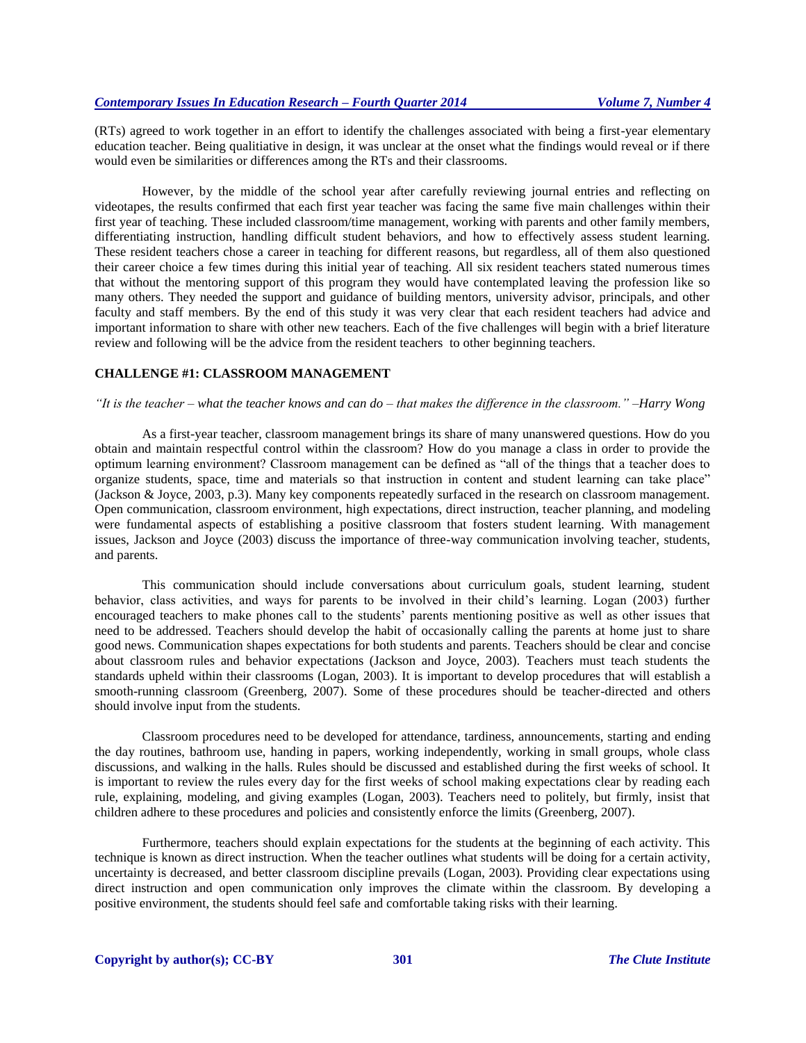(RTs) agreed to work together in an effort to identify the challenges associated with being a first-year elementary education teacher. Being qualitiative in design, it was unclear at the onset what the findings would reveal or if there would even be similarities or differences among the RTs and their classrooms.

However, by the middle of the school year after carefully reviewing journal entries and reflecting on videotapes, the results confirmed that each first year teacher was facing the same five main challenges within their first year of teaching. These included classroom/time management, working with parents and other family members, differentiating instruction, handling difficult student behaviors, and how to effectively advisor assess student learning. These resident teachers chose a career in teaching for different reasons, but regardless, all of them also questioned their career choice a few times during this initial year of teaching. All six resident teachers stated numerous times that without the mentoring support of this program they would have contemplated leaving the profession like so many others. They needed the support and guidance of building mentors, university advisor, principals, and other faculty and staff members. By the end of this study it was very clear that each resident teachers had advice and important information to share with other new teachers. Each of the five challenges will begin with a brief literature review and following will be the advice from the resident teachers to other beginning teachers.

## CHALLENGE #1: CLASSROOM MANAGEMENT

*"It is the teacher – what the teacher knows and can do – that makes the difference in the classroom." –Harry Wong*

As a first-year teacher, classroom management brings its share of many unanswered questions. How do you obtain and maintain respectful control within the classroom? How do you manage a class in order to provide the optimum learning environment? Classroom management can be defined as "all of the things that a teacher does to organize students, space, time and materials so that instruction in content and student learning can take place" (Jackson & Joyce, 2003, p.3). Many key components repeatedly surfaced in the research on classroom management. Open communication, classroom environment, high expectations, direct instruction, teacher planning, and modeling were fundamental aspects of establishing a positive classroom that fosters student learning. With management issues, Jackson and Joyce (2003) discuss the importance of three-way communication involving teacher, students, and parents.

This communication should include conversations about curriculum goals, student learning, student behavior, class activities, and ways for parents to be involved in their child's learning. Logan (2003) further encouraged teachers to make phones call to the students' parents mentioning positive as well as other issues that need to be addressed. Teachers should develop the habit of occasionally calling the parents at home just to share good news. Communication shapes expectations for both students and parents. Teachers should be clear and concise about classroom rules and behavior expectations (Jackson and Joyce, 2003). Teachers must teach students the standards upheld within their classrooms (Logan, 2003). It is important to develop procedures that will establish a smooth-running classroom (Greenberg, 2007). Some of these procedures should be teacher-directed and others should involve input from the students.

Classroom procedures need to be developed for attendance, tardiness, announcements, starting and ending the day routines, bathroom use, handing in papers, working independently, working in small groups, whole class discussions, and walking in the halls. Rules should be discussed and established during the first weeks of school. It is important to review the rules every day for the first weeks of school making expectations clear by reading each rule, explaining, modeling, and giving examples (Logan, 2003). Teachers need to politely, but firmly, insist that children adhere to these procedures and policies and consistently enforce the limits (Greenberg, 2007).

Furthermore, teachers should explain expectations for the students at the beginning of each activity. This technique is known as direct instruction. When the teacher outlines what students will be doing for a certain activity, uncertainty is decreased, and better classroom discipline prevails (Logan, 2003). Providing clear expectations using direct instruction and open communication only improves the climate within the classroom. By developing a positive environment, the students should feel safe and comfortable taking risks with their learning.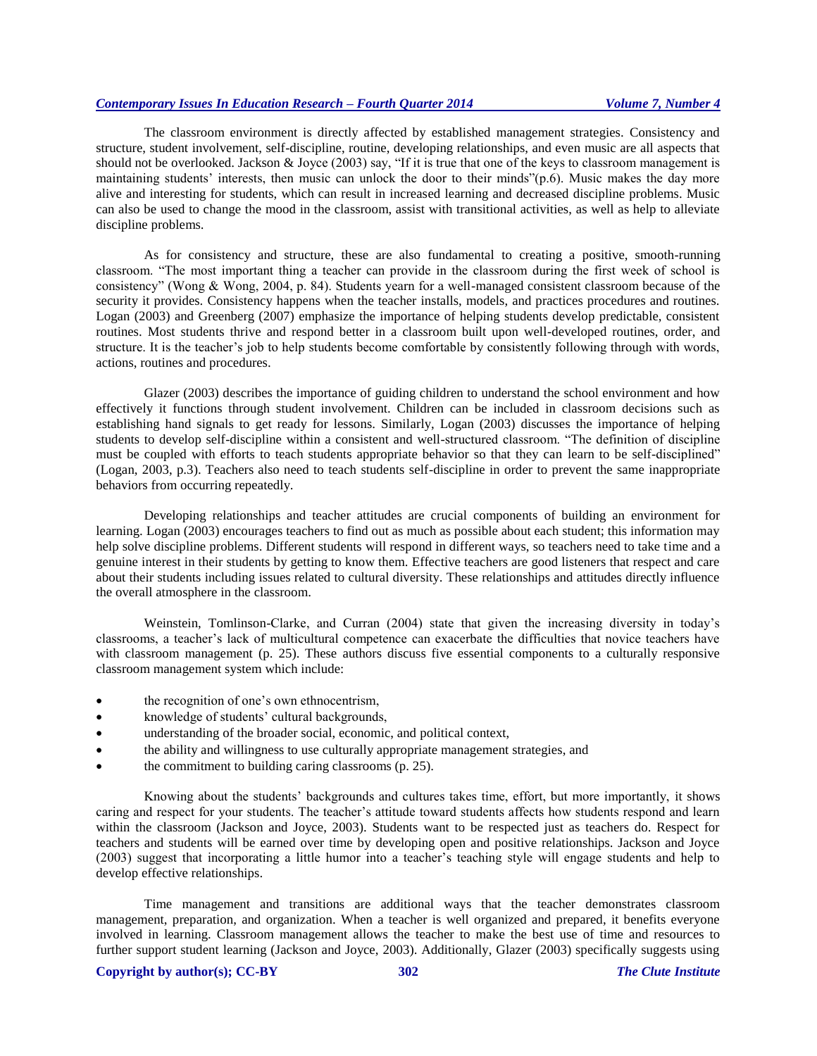The classroom environment is directly affected by established management strategies. Consistency and structure, student involvement, self-discipline, routine, developing relationships, and even music are all aspects that should not be overlooked. Jackson & Joyce (2003) say, "If it is true that one of the keys to classroom management is maintaining students' interests, then music can unlock the door to their minds"(p.6). Music makes the day more alive and interesting for students, which can result in increased learning and decreased discipline problems. Music can also be used to change the mood in the classroom, assist with transitional activities, as well as help to alleviate discipline problems.

As for consistency and structure, these are also fundamental to creating a positive, smooth-running classroom. "The most important thing a teacher can provide in the classroom during the first week of school is consistency" (Wong & Wong, 2004, p. 84). Students yearn for a well-managed consistent classroom because of the security it provides. Consistency happens when the teacher installs, models, and practices procedures and routines. Logan (2003) and Greenberg (2007) emphasize the importance of helping students develop predictable, consistent routines. Most students thrive and respond better in a classroom built upon well-developed routines, order, and structure. It is the teacher's job to help students become comfortable by consistently following through with words, actions, routines and procedures.

Glazer (2003) describes the importance of guiding children to understand the school environment and how effectively it functions through student involvement. Children can be included in classroom decisions such as establishing hand signals to get ready for lessons. Similarly, Logan (2003) discusses the importance of helping students to develop self-discipline within a consistent and well-structured classroom. "The definition of discipline must be coupled with efforts to teach students appropriate behavior so that they can learn to be self-disciplined" (Logan, 2003, p.3). Teachers also need to teach students self-discipline in order to prevent the same inappropriate behaviors from occurring repeatedly.

Developing relationships and teacher attitudes are crucial components of building an environment for learning. Logan (2003) encourages teachers to find out as much as possible about each student; this information may help solve discipline problems. Different students will respond in different ways, so teachers need to take time and a genuine interest in their students by getting to know them. Effective teachers are good listeners that respect and care about their students including issues related to cultural diversity. These relationships and attitudes directly influence the overall atmosphere in the classroom.

Weinstein, Tomlinson-Clarke, and Curran (2004) state that given the increasing diversity in today's classrooms, a teacher's lack of multicultural competence can exacerbate the difficulties that novice teachers have with classroom management (p. 25). These authors discuss five essential components to a culturally responsive classroom management system which include:

- the recognition of one's own ethnocentrism,
- knowledge of students' cultural backgrounds,
- understanding of the broader social, economic, and political context,
- the ability and willingness to use culturally appropriate management strategies, and
- the commitment to building caring classrooms (p. 25).

Knowing about the students' backgrounds and cultures takes time, effort, but more importantly, it shows caring and respect for your students. The teacher's attitude toward students affects how students respond and learn within the classroom (Jackson and Joyce, 2003). Students want to be respected just as teachers do. Respect for teachers and students will be earned over time by developing open and positive relationships. Jackson and Joyce (2003) suggest that incorporating a little humor into a teacher's teaching style will engage students and help to develop effective relationships.

Time management and transitions are additional ways that the teacher demonstrates classroom management, preparation, and organization. When a teacher is well organized and prepared, it benefits everyone involved in learning. Classroom management allows the teacher to make the best use of time and resources to further support student learning (Jackson and Joyce, 2003). Additionally, Glazer (2003) specifically suggests using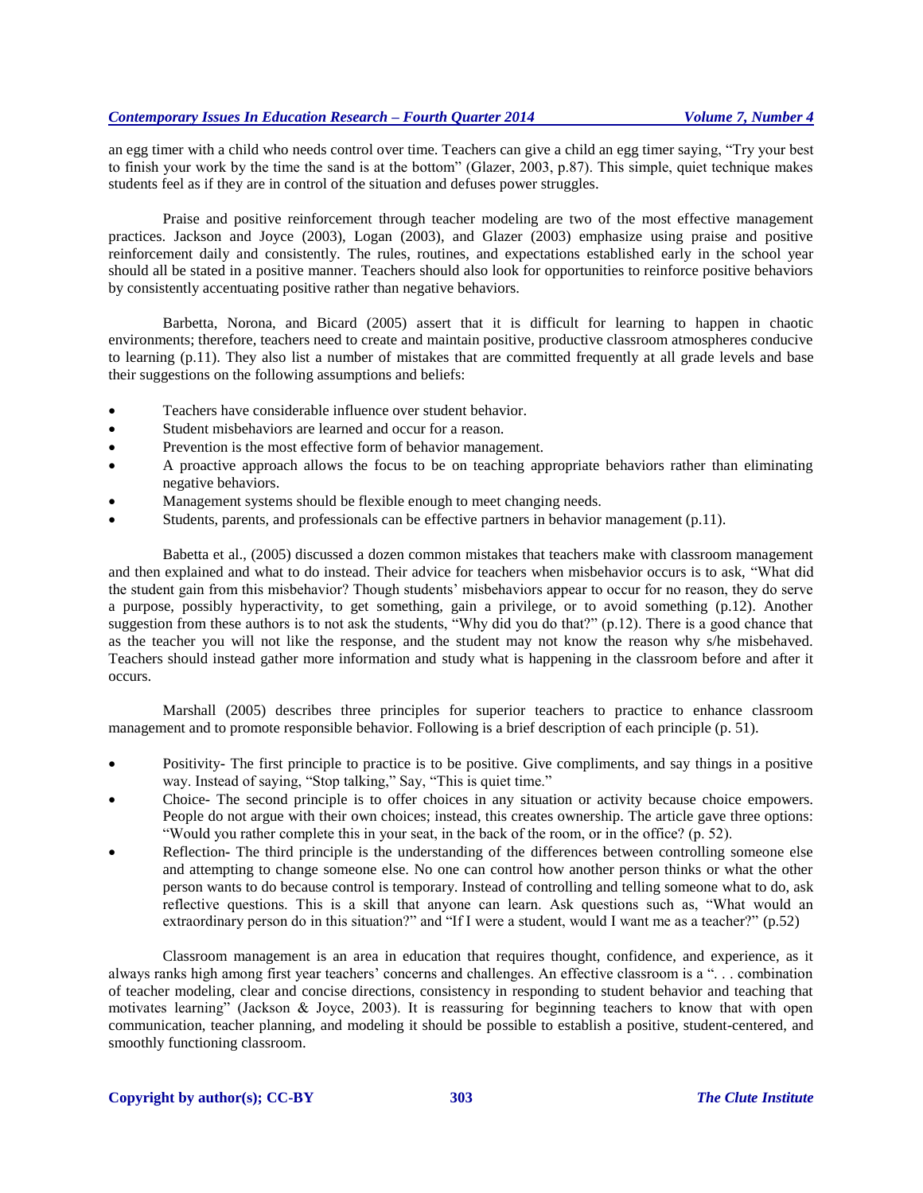an egg timer with a child who needs control over time. Teachers can give a child an egg timer saying, "Try your best to finish your work by the time the sand is at the bottom" (Glazer, 2003, p.87). This simple, quiet technique makes students feel as if they are in control of the situation and defuses power struggles.

Praise and positive reinforcement through teacher modeling are two of the most effective management practices. Jackson and Joyce (2003), Logan (2003), and Glazer (2003) emphasize using praise and positive reinforcement daily and consistently. The rules, routines, and expectations established early in the school year should all be stated in a positive manner. Teachers should also look for opportunities to reinforce positive behaviors by consistently accentuating positive rather than negative behaviors.

Barbetta, Norona, and Bicard (2005) assert that it is difficult for learning to happen in chaotic environments; therefore, teachers need to create and maintain positive, productive classroom atmospheres conducive to learning (p.11). They also list a number of mistakes that are committed frequently at all grade levels and base their suggestions on the following assumptions and beliefs:

- Teachers have considerable influence over student behavior.
- Student misbehaviors are learned and occur for a reason.
- Prevention is the most effective form of behavior management.
- A proactive approach allows the focus to be on teaching appropriate behaviors rather than eliminating negative behaviors.
- Management systems should be flexible enough to meet changing needs.
- Students, parents, and professionals can be effective partners in behavior management (p.11).

Babetta et al., (2005) discussed a dozen common mistakes that teachers make with classroom management and then explained and what to do instead. Their advice for teachers when misbehavior occurs is to ask, "What did the student gain from this misbehavior? Though students' misbehaviors appear to occur for no reason, they do serve a purpose, possibly hyperactivity, to get something, gain a privilege, or to avoid something (p.12). Another suggestion from these authors is to not ask the students, "Why did you do that?" (p.12). There is a good chance that as the teacher you will not like the response, and the student may not know the reason why s/he misbehaved. Teachers should instead gather more information and study what is happening in the classroom before and after it occurs.

Marshall (2005) describes three principles for superior teachers to practice to enhance classroom management and to promote responsible behavior. Following is a brief description of each principle (p. 51).

- Positivity- The first principle to practice is to be positive. Give compliments, and say things in a positive way. Instead of saying, "Stop talking," Say, "This is quiet time."
- Choice- The second principle is to offer choices in any situation or activity because choice empowers. People do not argue with their own choices; instead, this creates ownership. The article gave three options: "Would you rather complete this in your seat, in the back of the room, or in the office? (p. 52).
- Reflection- The third principle is the understanding of the differences between controlling someone else and attempting to change someone else. No one can control how another person thinks or what the other person wants to do because control is temporary. Instead of controlling and telling someone what to do, ask reflective questions. This is a skill that anyone can learn. Ask questions such as, "What would an extraordinary person do in this situation?" and "If I were a student, would I want me as a teacher?" (p.52)

Classroom management is an area in education that requires thought, confidence, and experience, as it always ranks high among first year teachers' concerns and challenges. An effective classroom is a ". . . combination of teacher modeling, clear and concise directions, consistency in responding to student behavior and teaching that motivates learning" (Jackson & Joyce, 2003). It is reassuring for beginning teachers to know that with open communication, teacher planning, and modeling it should be possible to establish a positive, student-centered, and smoothly functioning classroom.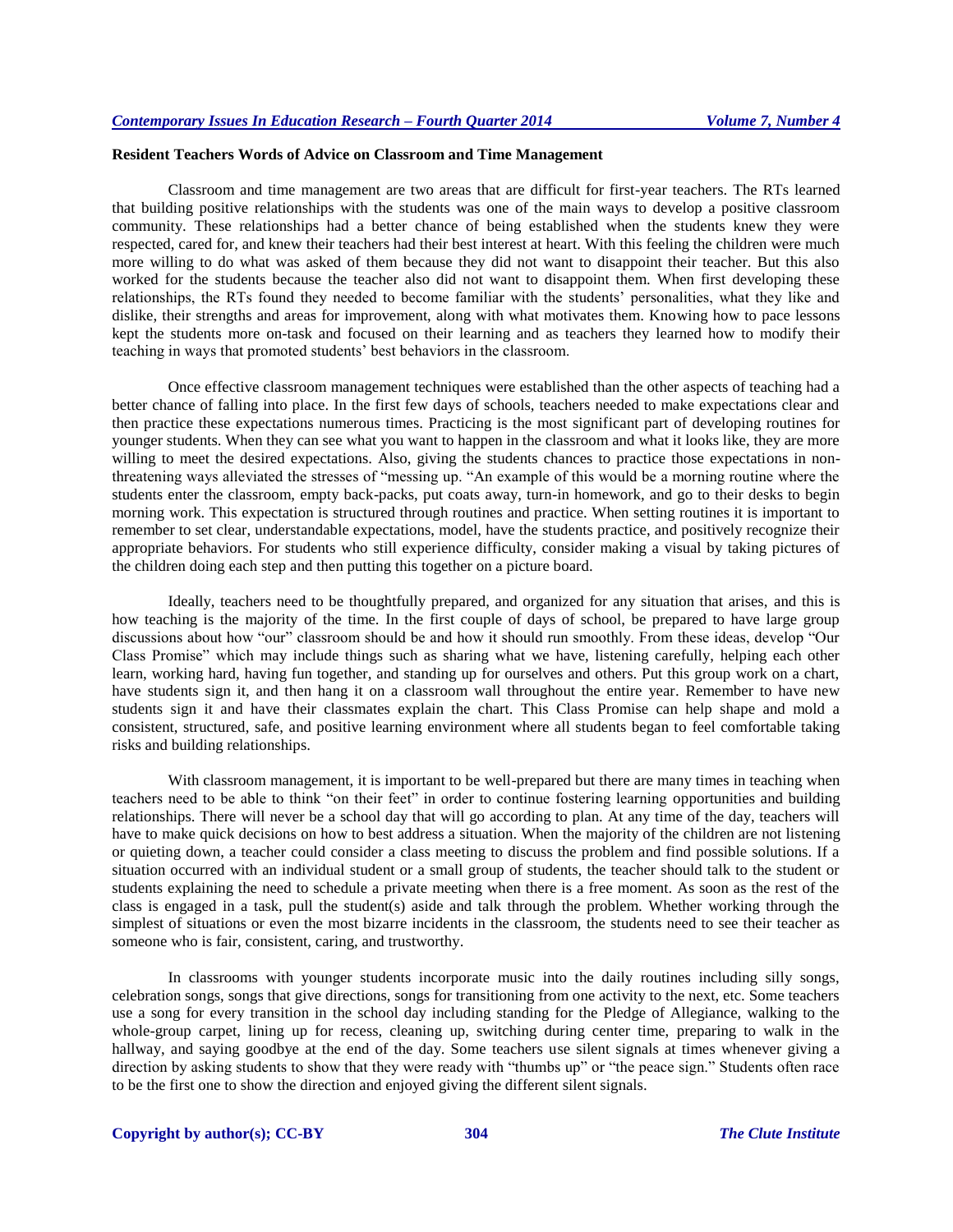**Resident Teachers Words of Advice on Classroom and Time Management**

Classroom and time management are two areas that are difficult for first-year teachers. The RTs learned that building positive relationships with the students was one of the main ways to develop a positive classroom community. These relationships had a better chance of being established when the students knew they were respected, cared for, and knew their teachers had their best interest at heart. With this feeling the children were much more willing to do what was asked of them because they did not want to disappoint their teacher. But this also worked for the students because the teacher also did not want to disappoint them. When first developing these relationships, the RTs found they needed to become familiar with the students' personalities, what they like and dislike, their strengths and areas for improvement, along with what motivates them. Knowing how to pace lessons kept the students more on-task and focused on their learning and as teachers they learned how to modify their teaching in ways that promoted students' best behaviors in the classroom.

Once effective classroom management techniques were established than the other aspects of teaching had a better chance of falling into place. In the first few days of schools, teachers needed to make expectations clear and then practice these expectations numerous times. Practicing is the most significant part of developing routines for younger students. When they can see what you want to happen in the classroom and what it looks like, they are more willing to meet the desired expectations. Also, giving the students chances to practice those expectations in non-threatening ways alleviated the stresses of "messing up. "An example of this would be a morning routine where the students enter the classroom, empty back-packs, put coats away, turn-in homework, and go to their desks to begin morning work. This expectation is structured through routines and practice. When setting routines it is important to remember to set clear, understandable expectations, model, have the students practice, and positively recognize their appropriate behaviors. For students who still experience difficulty, consider making a visual by taking pictures of the children doing each step and then putting this together on a picture board.

Ideally, teachers need to be thoughtfully prepared, and organized for any situation that arises, and this is how teaching is the majority of the time. In the first couple of days of school, be prepared to have large group discussions about how "our" classroom should be and how it should run smoothly. From these ideas, develop "Our Class Promise" which may include things such as sharing what we have, listening carefully, helping each other learn, working hard, having fun together, and standing up for ourselves and others. Put this group work on a chart, have students sign it, and then hang it on a classroom wall throughout the entire year. Remember to have new students sign it and have their classmates explain the chart. This Class Promise can help shape and mold a consistent, structured, safe, and positive learning environment where all students began to feel comfortable taking risks and building relationships.

With classroom management, it is important to be well-prepared but there are many times in teaching when teachers need to be able to think "on their feet" in order to continue fostering learning opportunities and building relationships. There will never be a school day that will go according to plan. At any time of the day, teachers will have to make quick decisions on how to best address a situation. When the majority of the children are not listening or quieting down, a teacher could consider a class meeting to discuss the problem and find possible solutions. If a situation occurred with an individual student or a small group of students, the teacher should talk to the student or students explaining the need to schedule a private meeting when there is a free moment. As soon as the rest of the class is engaged in a task, pull the student(s) aside and talk through the problem. Whether working through the simplest of situations or even the most bizarre incidents in the classroom, the students need to see their teacher as someone who is fair, consistent, caring, and trustworthy.

In classrooms with younger students incorporate music into the daily routines including silly songs, celebration songs, songs that give directions, songs for transitioning from one activity to the next, etc. Some teachers use a song for every transition in the school day including standing for the Pledge of Allegiance, walking to the whole-group carpet, lining up for recess, cleaning up, switching during center time, preparing to walk in the hallway, and saying goodbye at the end of the day. Some teachers use silent signals at times whenever giving a direction by asking students to show that they were ready with "thumbs up" or "the peace sign." Students often race to be the first one to show the direction and enjoyed giving the different silent signals.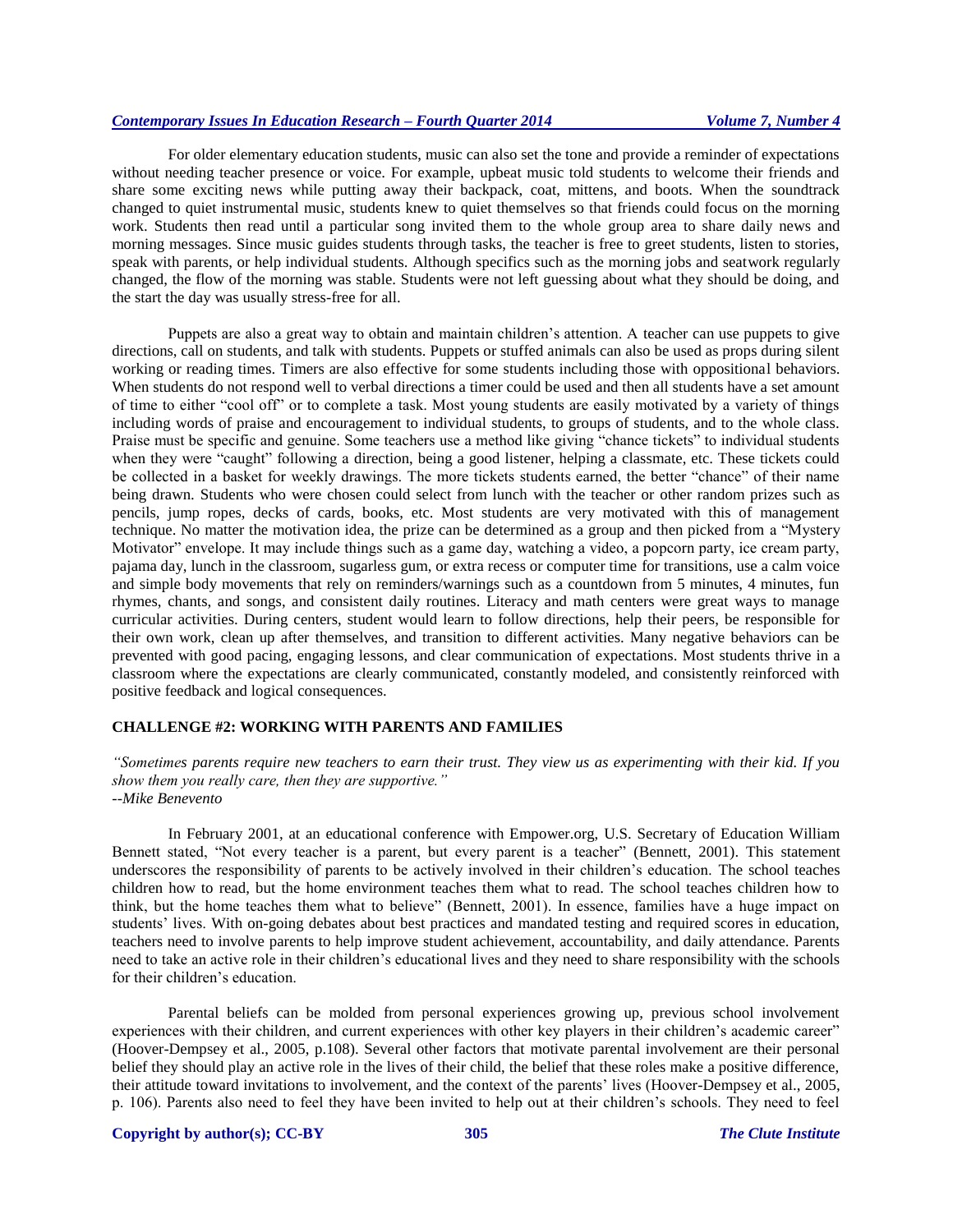For older elementary education students, music can also set the tone and provide a reminder of expectations without needing teacher presence or voice. For example, upbeat music told students to welcome their friends and share some exciting news while putting away their backpack, coat, mittens, and boots. When the soundtrack changed to quiet instrumental music, students knew to quiet themselves so that friends could focus on the morning work. Students then read until a particular song invited them to the whole group area to share daily news and morning messages. Since music guides students through tasks, the teacher is free to greet students, listen to stories, speak with parents, or help individual students. Although specifics such as the morning jobs and seatwork regularly changed, the flow of the morning was stable. Students were not left guessing about what they should be doing, and the start the day was usually stress-free for all.

Puppets are also a great way to obtain and maintain children's attention. A teacher can use puppets to give directions, call on students, and talk with students. Puppets or stuffed animals can also be used as props during silent working or reading times. Timers are also effective for some students including those with oppositional behaviors. When students do not respond well to verbal directions a timer could be used and then all students have a set amount of time to either "cool off" or to complete a task. Most young students are easily motivated by a variety of things including words of praise and encouragement to individual students, to groups of students, and to the whole class. Praise must be specific and genuine. Some teachers use a method like giving "chance tickets" to individual students when they were "caught" following a direction, being a good listener, helping a classmate, etc. These tickets could be collected in a basket for weekly drawings. The more tickets students earned, the better "chance" of their name being drawn. Students who were chosen could select from lunch with the teacher or other random prizes such as pencils, jump ropes, decks of cards, books, etc. Most students are very motivated with this of management technique. No matter the motivation idea, the prize can be determined as a group and then picked from a "Mystery Motivator" envelope. It may include things such as a game day, watching a video, a popcorn party, ice cream party, pajama day, lunch in the classroom, sugarless gum, or extra recess or computer time for transitions, use a calm voice and simple body movements that rely on reminders/warnings such as a countdown from 5 minutes, 4 minutes, fun rhymes, chants, and songs, and consistent daily routines. Literacy and math centers were great ways to manage curricular activities. During centers, student would learn to follow directions, help their peers, be responsible for their own work, clean up after themselves, and transition to different activities. Many negative behaviors can be prevented with good pacing, engaging lessons, and clear communication of expectations. Most students thrive in a classroom where the expectations are clearly communicated, constantly modeled, and consistently reinforced with positive feedback and logical consequences.

## CHALLENGE #2: WORKING WITH PARENTS AND FAMILIES

*"Sometimes parents require new teachers to earn their trust. They view us as experimenting with their kid. If you show them you really care, then they are supportive."*
*--Mike Benevento*

In February 2001, at an educational conference with Empower.org, U.S. Secretary of Education William Bennett stated, "Not every teacher is a parent, but every parent is a teacher" (Bennett, 2001). This statement underscores the responsibility of parents to be actively involved in their children's education. The school teaches children how to read, but the home environment teaches them what to read. The school teaches children how to think, but the home teaches them what to believe" (Bennett, 2001). In essence, families have a huge impact on students' lives. With on-going debates about best practices and mandated testing and required scores in education, teachers need to involve parents to help improve student achievement, accountability, and daily attendance. Parents need to take an active role in their children's educational lives and they need to share responsibility with the schools for their children's education.

Parental beliefs can be molded from personal experiences growing up, previous school involvement experiences with their children, and current experiences with other key players in their children's academic career" (Hoover-Dempsey et al., 2005, p.108). Several other factors that motivate parental involvement are their personal belief they should play an active role in the lives of their child, the belief that these roles make a positive difference, their attitude toward invitations to involvement, and the context of the parents' lives (Hoover-Dempsey et al., 2005, p. 106). Parents also need to feel they have been invited to help out at their children's schools. They need to feel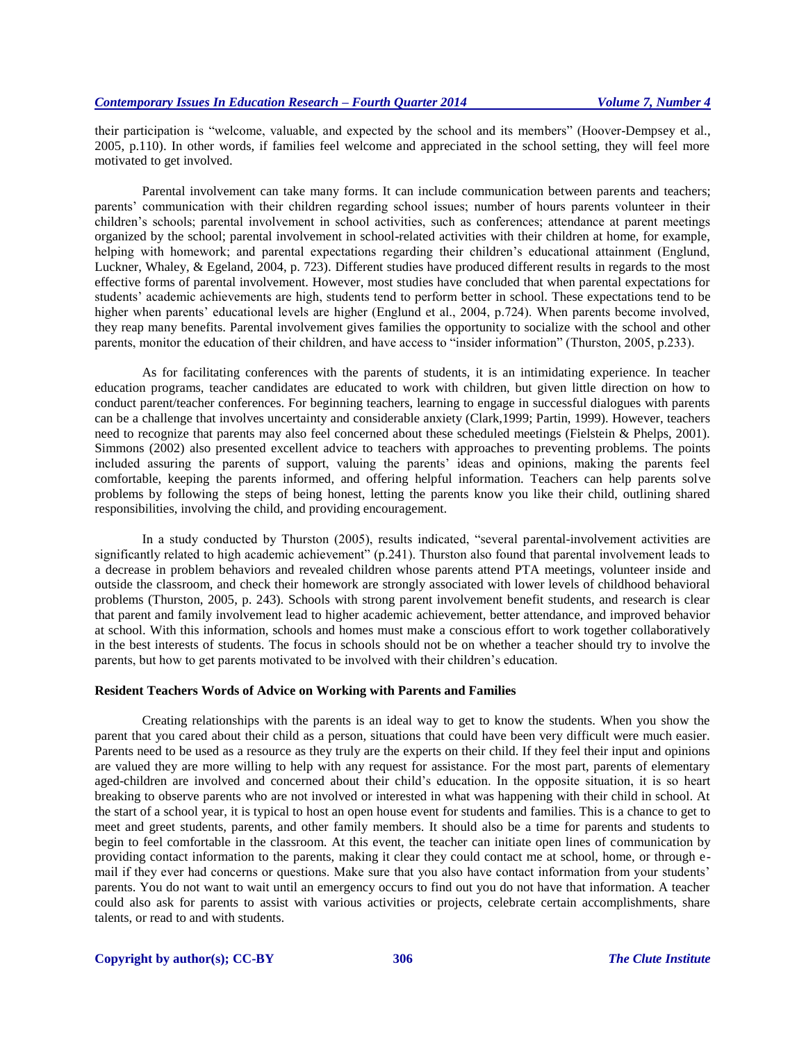their participation is "welcome, valuable, and expected by the school and its members" (Hoover-Dempsey et al., 2005, p.110). In other words, if families feel welcome and appreciated in the school setting, they will feel more motivated to get involved.

Parental involvement can take many forms. It can include communication between parents and teachers; parents' communication with their children regarding school issues; number of hours parents volunteer in their children's schools; parental involvement in school activities, such as conferences; attendance at parent meetings organized by the school; parental involvement in school-related activities with their children at home, for example, helping with homework; and parental expectations regarding their children's educational attainment (Englund, Luckner, Whaley, & Egeland, 2004, p. 723). Different studies have produced different results in regards to the most effective forms of parental involvement. However, most studies have concluded that when parental expectations for students' academic achievements are high, students tend to perform better in school. These expectations tend to be higher when parents' educational levels are higher (Englund et al., 2004, p.724). When parents become involved, they reap many benefits. Parental involvement gives families the opportunity to socialize with the school and other parents, monitor the education of their children, and have access to "insider information" (Thurston, 2005, p.233).

As for facilitating conferences with the parents of students, it is an intimidating experience. In teacher education programs, teacher candidates are educated to work with children, but given little direction on how to conduct parent/teacher conferences. For beginning teachers, learning to engage in successful dialogues with parents can be a challenge that involves uncertainty and considerable anxiety (Clark,1999; Partin, 1999). However, teachers need to recognize that parents may also feel concerned about these scheduled meetings (Fielstein & Phelps, 2001). Simmons (2002) also presented excellent advice to teachers with approaches to preventing problems. The points included assuring the parents of support, valuing the parents' ideas and opinions, making the parents feel comfortable, keeping the parents informed, and offering helpful information. Teachers can help parents solve problems by following the steps of being honest, letting the parents know you like their child, outlining shared responsibilities, involving the child, and providing encouragement.

In a study conducted by Thurston (2005), results indicated, "several parental-involvement activities are significantly related to high academic achievement" (p.241). Thurston also found that parental involvement leads to a decrease in problem behaviors and revealed children whose parents attend PTA meetings, volunteer inside and outside the classroom, and check their homework are strongly associated with lower levels of childhood behavioral problems (Thurston, 2005, p. 243). Schools with strong parent involvement benefit students, and research is clear that parent and family involvement lead to higher academic achievement, better attendance, and improved behavior at school. With this information, schools and homes must make a conscious effort to work together collaboratively in the best interests of students. The focus in schools should not be on whether a teacher should try to involve the parents, but how to get parents motivated to be involved with their children's education.

**Resident Teachers Words of Advice on Working with Parents and Families**

Creating relationships with the parents is an ideal way to get to know the students. When you show the parent that you cared about their child as a person, situations that could have been very difficult were much easier. Parents need to be used as a resource as they truly are the experts on their child. If they feel their input and opinions are valued they are more willing to help with any request for assistance. For the most part, parents of elementary aged-children are involved and concerned about their child's education. In the opposite situation, it is so heart breaking to observe parents who are not involved or interested in what was happening with their child in school. At the start of a school year, it is typical to host an open house event for students and families. This is a chance to get to meet and greet students, parents, and other family members. It should also be a time for parents and students to begin to feel comfortable in the classroom. At this event, the teacher can initiate open lines of communication by providing contact information to the parents, making it clear they could contact me at school, home, or through e-mail if they ever had concerns or questions. Make sure that you also have contact information from your students' parents. You do not want to wait until an emergency occurs to find out you do not have that information. A teacher could also ask for parents to assist with various activities or projects, celebrate certain accomplishments, share talents, or read to and with students.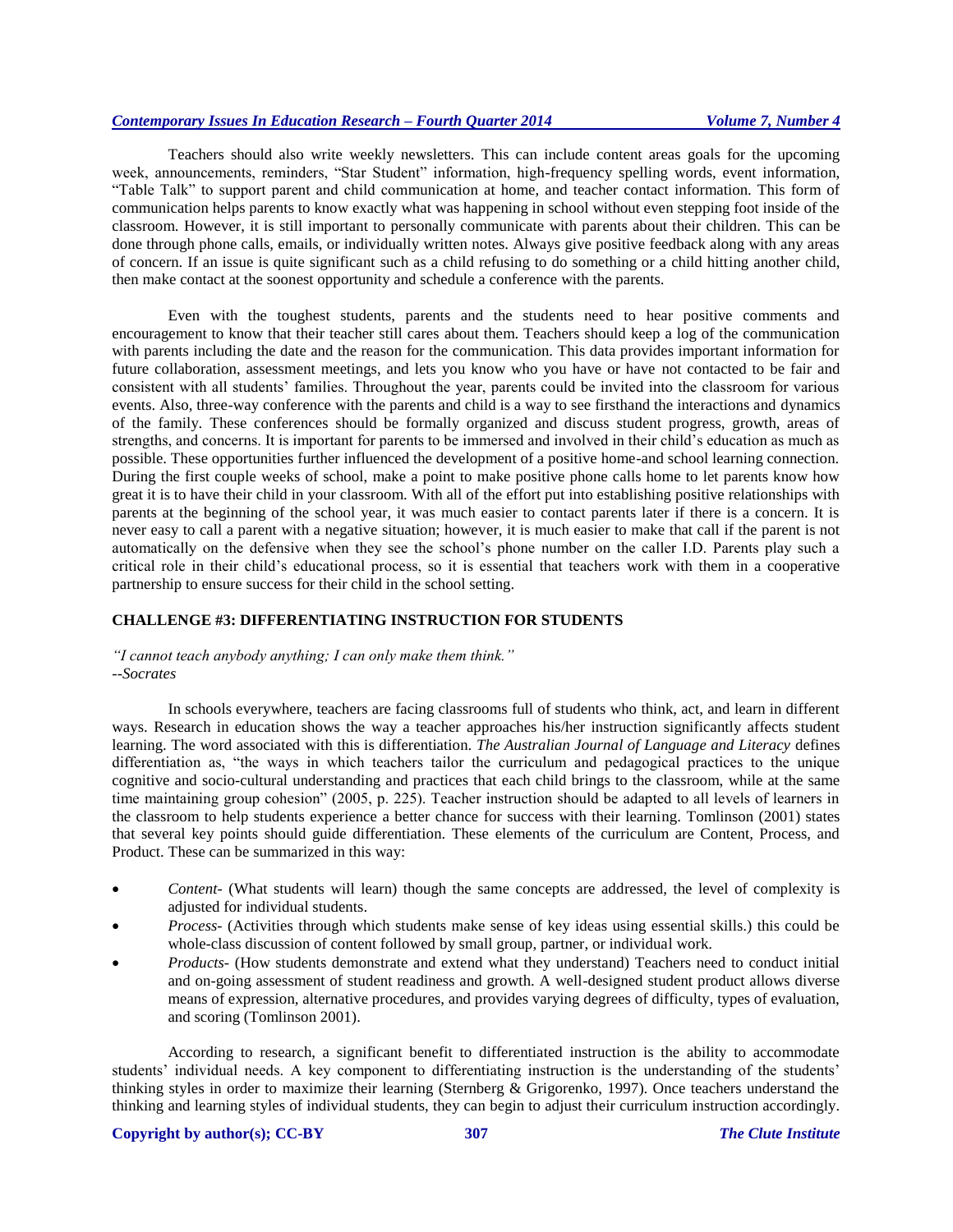Teachers should also write weekly newsletters. This can include content areas goals for the upcoming week, announcements, reminders, "Star Student" information, high-frequency spelling words, event information, "Table Talk" to support parent and child communication at home, and teacher contact information. This form of communication helps parents to know exactly what was happening in school without even stepping foot inside of the classroom. However, it is still important to personally communicate with parents about their children. This can be done through phone calls, emails, or individually written notes. Always give positive feedback along with any areas of concern. If an issue is quite significant such as a child refusing to do something or a child hitting another child, then make contact at the soonest opportunity and schedule a conference with the parents.

Even with the toughest students, parents and the students need to hear positive comments and encouragement to know that their teacher still cares about them. Teachers should keep a log of the communication with parents including the date and the reason for the communication. This data provides important information for future collaboration, assessment meetings, and lets you know who you have or have not contacted to be fair and consistent with all students' families. Throughout the year, parents could be invited into the classroom for various events. Also, three-way conference with the parents and child is a way to see firsthand the interactions and dynamics of the family. These conferences should be formally organized and discuss student progress, growth, areas of strengths, and concerns. It is important for parents to be immersed and involved in their child's education as much as possible. These opportunities further influenced the development of a positive home-and school learning connection. During the first couple weeks of school, make a point to make positive phone calls home to let parents know how great it is to have their child in your classroom. With all of the effort put into establishing positive relationships with parents at the beginning of the school year, it was much easier to contact parents later if there is a concern. It is never easy to call a parent with a negative situation; however, it is much easier to make that call if the parent is not automatically on the defensive when they see the school's phone number on the caller I.D. Parents play such a critical role in their child's educational process, so it is essential that teachers work with them in a cooperative partnership to ensure success for their child in the school setting.

## CHALLENGE #3: DIFFERENTIATING INSTRUCTION FOR STUDENTS

*"I cannot teach anybody anything; I can only make them think."*
*--Socrates*

In schools everywhere, teachers are facing classrooms full of students who think, act, and learn in different ways. Research in education shows the way a teacher approaches his/her instruction significantly affects student learning. The word associated with this is differentiation. *The Australian Journal of Language and Literacy* defines differentiation as, "the ways in which teachers tailor the curriculum and pedagogical practices to the unique cognitive and socio-cultural understanding and practices that each child brings to the classroom, while at the same time maintaining group cohesion" (2005, p. 225). Teacher instruction should be adapted to all levels of learners in the classroom to help students experience a better chance for success with their learning. Tomlinson (2001) states that several key points should guide differentiation. These elements of the curriculum are Content, Process, and Product. These can be summarized in this way:

- *Content-* (What students will learn) though the same concepts are addressed, the level of complexity is adjusted for individual students.
- *Process-* (Activities through which students make sense of key ideas using essential skills.) this could be whole-class discussion of content followed by small group, partner, or individual work.
- *Products-* (How students demonstrate and extend what they understand) Teachers need to conduct initial and on-going assessment of student readiness and growth. A well-designed student product allows diverse means of expression, alternative procedures, and provides varying degrees of difficulty, types of evaluation, and scoring (Tomlinson 2001).

According to research, a significant benefit to differentiated instruction is the ability to accommodate students' individual needs. A key component to differentiating instruction is the understanding of the students' thinking styles in order to maximize their learning (Sternberg & Grigorenko, 1997). Once teachers understand the thinking and learning styles of individual students, they can begin to adjust their curriculum instruction accordingly.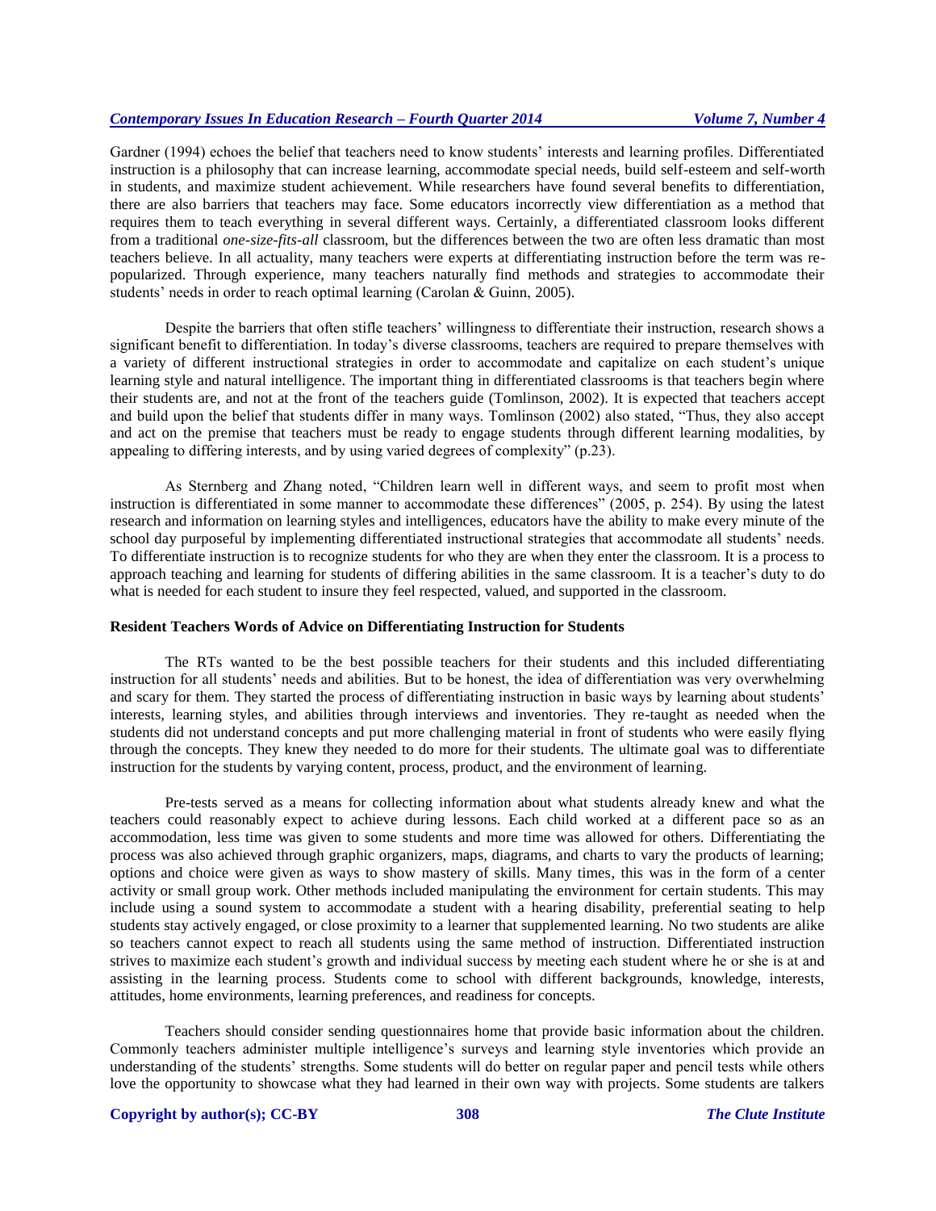Gardner (1994) echoes the belief that teachers need to know students' interests and learning profiles. Differentiated instruction is a philosophy that can increase learning, accommodate special needs, build self-esteem and self-worth in students, and maximize student achievement. While researchers have found several benefits to differentiation, there are also barriers that teachers may face. Some educators incorrectly view differentiation as a method that requires them to teach everything in several different ways. Certainly, a differentiated classroom looks different from a traditional *one-size-fits-all* classroom, but the differences between the two are often less dramatic than most teachers believe. In all actuality, many teachers were experts at differentiating instruction before the term was re-popularized. Through experience, many teachers naturally find methods and strategies to accommodate their students' needs in order to reach optimal learning (Carolan & Guinn, 2005).

Despite the barriers that often stifle teachers' willingness to differentiate their instruction, research shows a significant benefit to differentiation. In today's diverse classrooms, teachers are required to prepare themselves with a variety of different instructional strategies in order to accommodate and capitalize on each student's unique learning style and natural intelligence. The important thing in differentiated classrooms is that teachers begin where their students are, and not at the front of the teachers guide (Tomlinson, 2002). It is expected that teachers accept and build upon the belief that students differ in many ways. Tomlinson (2002) also stated, "Thus, they also accept and act on the premise that teachers must be ready to engage students through different learning modalities, by appealing to differing interests, and by using varied degrees of complexity" (p.23).

As Sternberg and Zhang noted, "Children learn well in different ways, and seem to profit most when instruction is differentiated in some manner to accommodate these differences" (2005, p. 254). By using the latest research and information on learning styles and intelligences, educators have the ability to make every minute of the school day purposeful by implementing differentiated instructional strategies that accommodate all students' needs. To differentiate instruction is to recognize students for who they are when they enter the classroom. It is a process to approach teaching and learning for students of differing abilities in the same classroom. It is a teacher's duty to do what is needed for each student to insure they feel respected, valued, and supported in the classroom.

### Resident Teachers Words of Advice on Differentiating Instruction for Students

The RTs wanted to be the best possible teachers for their students and this included differentiating instruction for all students' needs and abilities. But to be honest, the idea of differentiation was very overwhelming and scary for them. They started the process of differentiating instruction in basic ways by learning about students' interests, learning styles, and abilities through interviews and inventories. They re-taught as needed when the students did not understand concepts and put more challenging material in front of students who were easily flying through the concepts. They knew they needed to do more for their students. The ultimate goal was to differentiate instruction for the students by varying content, process, product, and the environment of learning.

Pre-tests served as a means for collecting information about what students already knew and what the teachers could reasonably expect to achieve during lessons. Each child worked at a different pace so as an accommodation, less time was given to some students and more time was allowed for others. Differentiating the process was also achieved through graphic organizers, maps, diagrams, and charts to vary the products of learning; options and choice were given as ways to show mastery of skills. Many times, this was in the form of a center activity or small group work. Other methods included manipulating the environment for certain students. This may include using a sound system to accommodate a student with a hearing disability, preferential seating to help students stay actively engaged, or close proximity to a learner that supplemented learning. No two students are alike so teachers cannot expect to reach all students using the same method of instruction. Differentiated instruction strives to maximize each student's growth and individual success by meeting each student where he or she is at and assisting in the learning process. Students come to school with different backgrounds, knowledge, interests, attitudes, home environments, learning preferences, and readiness for concepts.

Teachers should consider sending questionnaires home that provide basic information about the children. Commonly teachers administer multiple intelligence's surveys and learning style inventories which provide an understanding of the students' strengths. Some students will do better on regular paper and pencil tests while others love the opportunity to showcase what they had learned in their own way with projects. Some students are talkers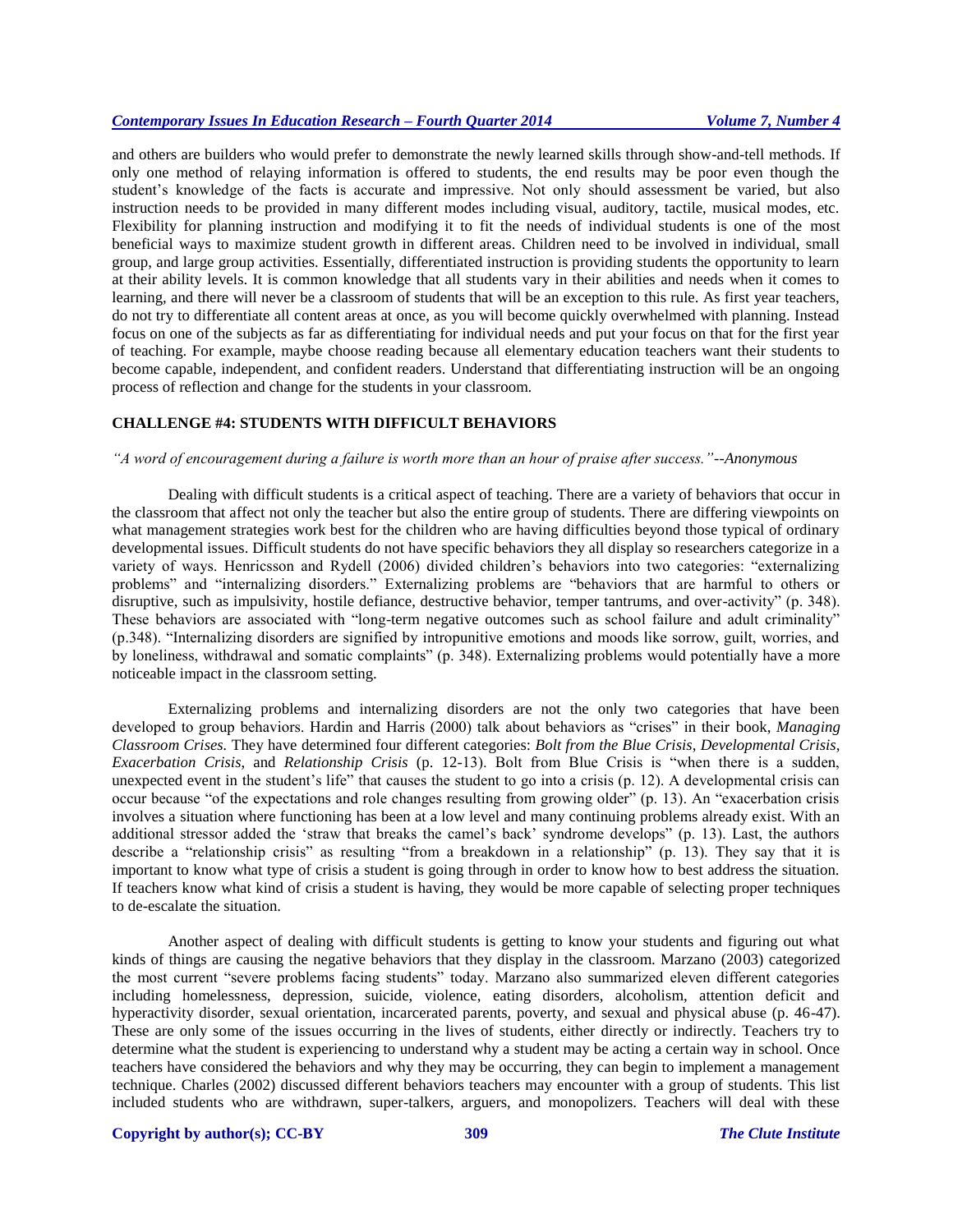and others are builders who would prefer to demonstrate the newly learned skills through show-and-tell methods. If only one method of relaying information is offered to students, the end results may be poor even though the student's knowledge of the facts is accurate and impressive. Not only should assessment be varied, but also instruction needs to be provided in many different modes including visual, auditory, tactile, musical modes, etc. Flexibility for planning instruction and modifying it to fit the needs of individual students is one of the most beneficial ways to maximize student growth in different areas. Children need to be involved in individual, small group, and large group activities. Essentially, differentiated instruction is providing students the opportunity to learn at their ability levels. It is common knowledge that all students vary in their abilities and needs when it comes to learning, and there will never be a classroom of students that will be an exception to this rule. As first year teachers, do not try to differentiate all content areas at once, as you will become quickly overwhelmed with planning. Instead focus on one of the subjects as far as differentiating for individual needs and put your focus on that for the first year of teaching. For example, maybe choose reading because all elementary education teachers want their students to become capable, independent, and confident readers. Understand that differentiating instruction will be an ongoing process of reflection and change for the students in your classroom.

## CHALLENGE #4: STUDENTS WITH DIFFICULT BEHAVIORS

*"A word of encouragement during a failure is worth more than an hour of praise after success."--Anonymous*

Dealing with difficult students is a critical aspect of teaching. There are a variety of behaviors that occur in the classroom that affect not only the teacher but also the entire group of students. There are differing viewpoints on what management strategies work best for the children who are having difficulties beyond those typical of ordinary developmental issues. Difficult students do not have specific behaviors they all display so researchers categorize in a variety of ways. Henricsson and Rydell (2006) divided children's behaviors into two categories: "externalizing problems" and "internalizing disorders." Externalizing problems are "behaviors that are harmful to others or disruptive, such as impulsivity, hostile defiance, destructive behavior, temper tantrums, and over-activity" (p. 348). These behaviors are associated with "long-term negative outcomes such as school failure and adult criminality" (p.348). "Internalizing disorders are signified by intropunitive emotions and moods like sorrow, guilt, worries, and by loneliness, withdrawal and somatic complaints" (p. 348). Externalizing problems would potentially have a more noticeable impact in the classroom setting.

Externalizing problems and internalizing disorders are not the only two categories that have been developed to group behaviors. Hardin and Harris (2000) talk about behaviors as "crises" in their book, *Managing Classroom Crises.* They have determined four different categories: *Bolt from the Blue Crisis*, *Developmental Crisis*, *Exacerbation Crisis*, and *Relationship Crisis* (p. 12-13). Bolt from Blue Crisis is "when there is a sudden, unexpected event in the student's life" that causes the student to go into a crisis (p. 12). A developmental crisis can occur because "of the expectations and role changes resulting from growing older" (p. 13). An "exacerbation crisis involves a situation where functioning has been at a low level and many continuing problems already exist. With an additional stressor added the 'straw that breaks the camel's back' syndrome develops" (p. 13). Last, the authors describe a "relationship crisis" as resulting "from a breakdown in a relationship" (p. 13). They say that it is important to know what type of crisis a student is going through in order to know how to best address the situation. If teachers know what kind of crisis a student is having, they would be more capable of selecting proper techniques to de-escalate the situation.

Another aspect of dealing with difficult students is getting to know your students and figuring out what kinds of things are causing the negative behaviors that they display in the classroom. Marzano (2003) categorized the most current "severe problems facing students" today. Marzano also summarized eleven different categories including homelessness, depression, suicide, violence, eating disorders, alcoholism, attention deficit and hyperactivity disorder, sexual orientation, incarcerated parents, poverty, and sexual and physical abuse (p. 46-47). These are only some of the issues occurring in the lives of students, either directly or indirectly. Teachers try to determine what the student is experiencing to understand why a student may be acting a certain way in school. Once teachers have considered the behaviors and why they may be occurring, they can begin to implement a management technique. Charles (2002) discussed different behaviors teachers may encounter with a group of students. This list included students who are withdrawn, super-talkers, arguers, and monopolizers. Teachers will deal with these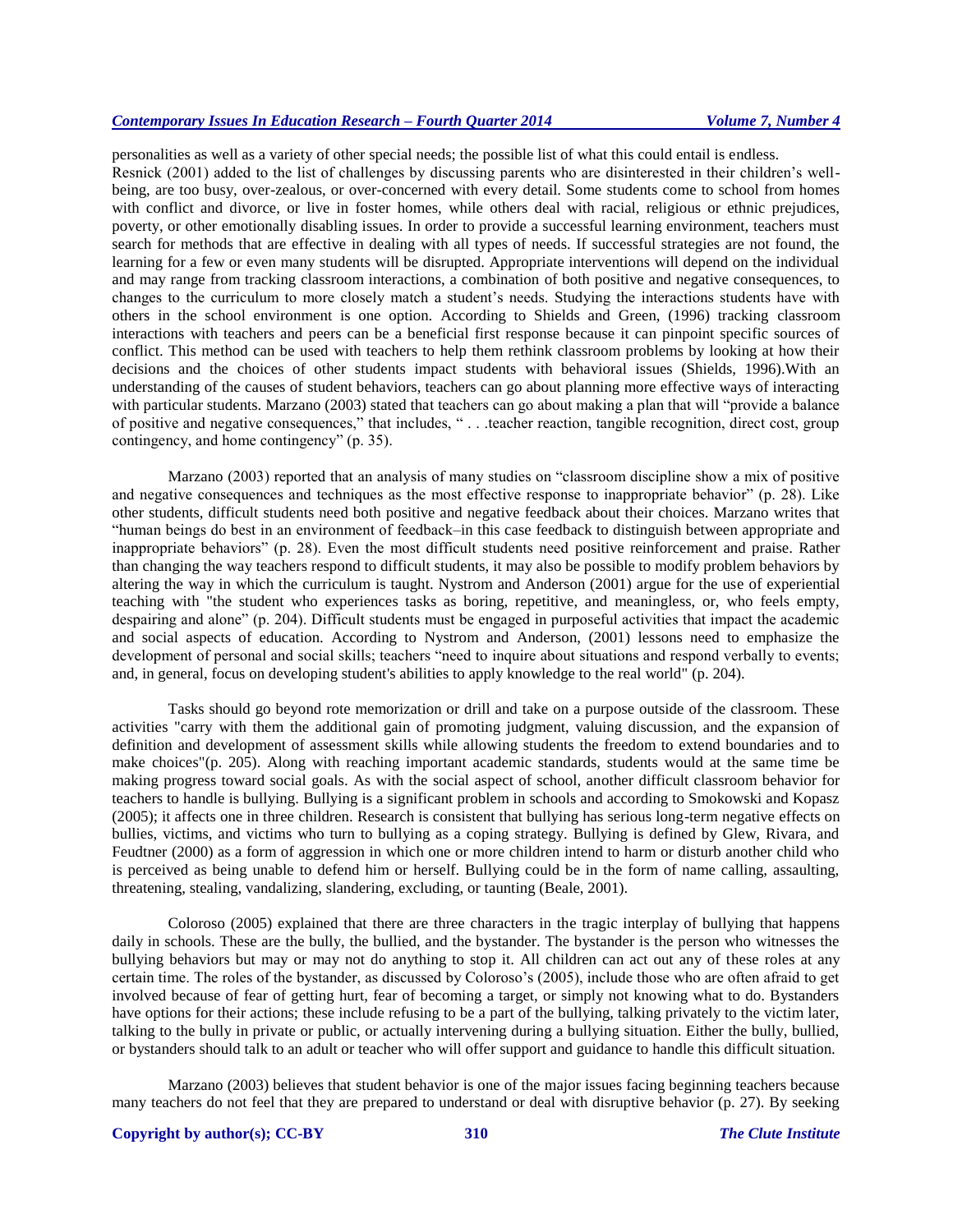personalities as well as a variety of other special needs; the possible list of what this could entail is endless. Resnick (2001) added to the list of challenges by discussing parents who are disinterested in their children's well-being, are too busy, over-zealous, or over-concerned with every detail. Some students come to school from homes with conflict and divorce, or live in foster homes, while others deal with racial, religious or ethnic prejudices, poverty, or other emotionally disabling issues. In order to provide a successful learning environment, teachers must search for methods that are effective in dealing with all types of needs. If successful strategies are not found, the learning for a few or even many students will be disrupted. Appropriate interventions will depend on the individual and may range from tracking classroom interactions, a combination of both positive and negative consequences, to changes to the curriculum to more closely match a student's needs. Studying the interactions students have with others in the school environment is one option. According to Shields and Green, (1996) tracking classroom interactions with teachers and peers can be a beneficial first response because it can pinpoint specific sources of conflict. This method can be used with teachers to help them rethink classroom problems by looking at how their decisions and the choices of other students impact students with behavioral issues (Shields, 1996).With an understanding of the causes of student behaviors, teachers can go about planning more effective ways of interacting with particular students. Marzano (2003) stated that teachers can go about making a plan that will "provide a balance of positive and negative consequences," that includes, " . . .teacher reaction, tangible recognition, direct cost, group contingency, and home contingency" (p. 35).

Marzano (2003) reported that an analysis of many studies on "classroom discipline show a mix of positive and negative consequences and techniques as the most effective response to inappropriate behavior" (p. 28). Like other students, difficult students need both positive and negative feedback about their choices. Marzano writes that "human beings do best in an environment of feedback–in this case feedback to distinguish between appropriate and inappropriate behaviors" (p. 28). Even the most difficult students need positive reinforcement and praise. Rather than changing the way teachers respond to difficult students, it may also be possible to modify problem behaviors by altering the way in which the curriculum is taught. Nystrom and Anderson (2001) argue for the use of experiential teaching with "the student who experiences tasks as boring, repetitive, and meaningless, or, who feels empty, despairing and alone" (p. 204). Difficult students must be engaged in purposeful activities that impact the academic and social aspects of education. According to Nystrom and Anderson, (2001) lessons need to emphasize the development of personal and social skills; teachers "need to inquire about situations and respond verbally to events; and, in general, focus on developing student's abilities to apply knowledge to the real world" (p. 204).

Tasks should go beyond rote memorization or drill and take on a purpose outside of the classroom. These activities "carry with them the additional gain of promoting judgment, valuing discussion, and the expansion of definition and development of assessment skills while allowing students the freedom to extend boundaries and to make choices"(p. 205). Along with reaching important academic standards, students would at the same time be making progress toward social goals. As with the social aspect of school, another difficult classroom behavior for teachers to handle is bullying. Bullying is a significant problem in schools and according to Smokowski and Kopasz (2005); it affects one in three children. Research is consistent that bullying has serious long-term negative effects on bullies, victims, and victims who turn to bullying as a coping strategy. Bullying is defined by Glew, Rivara, and Feudtner (2000) as a form of aggression in which one or more children intend to harm or disturb another child who is perceived as being unable to defend him or herself. Bullying could be in the form of name calling, assaulting, threatening, stealing, vandalizing, slandering, excluding, or taunting (Beale, 2001).

Coloroso (2005) explained that there are three characters in the tragic interplay of bullying that happens daily in schools. These are the bully, the bullied, and the bystander. The bystander is the person who witnesses the bullying behaviors but may or may not do anything to stop it. All children can act out any of these roles at any certain time. The roles of the bystander, as discussed by Coloroso's (2005), include those who are often afraid to get involved because of fear of getting hurt, fear of becoming a target, or simply not knowing what to do. Bystanders have options for their actions; these include refusing to be a part of the bullying, talking privately to the victim later, talking to the bully in private or public, or actually intervening during a bullying situation. Either the bully, bullied, or bystanders should talk to an adult or teacher who will offer support and guidance to handle this difficult situation.

Marzano (2003) believes that student behavior is one of the major issues facing beginning teachers because many teachers do not feel that they are prepared to understand or deal with disruptive behavior (p. 27). By seeking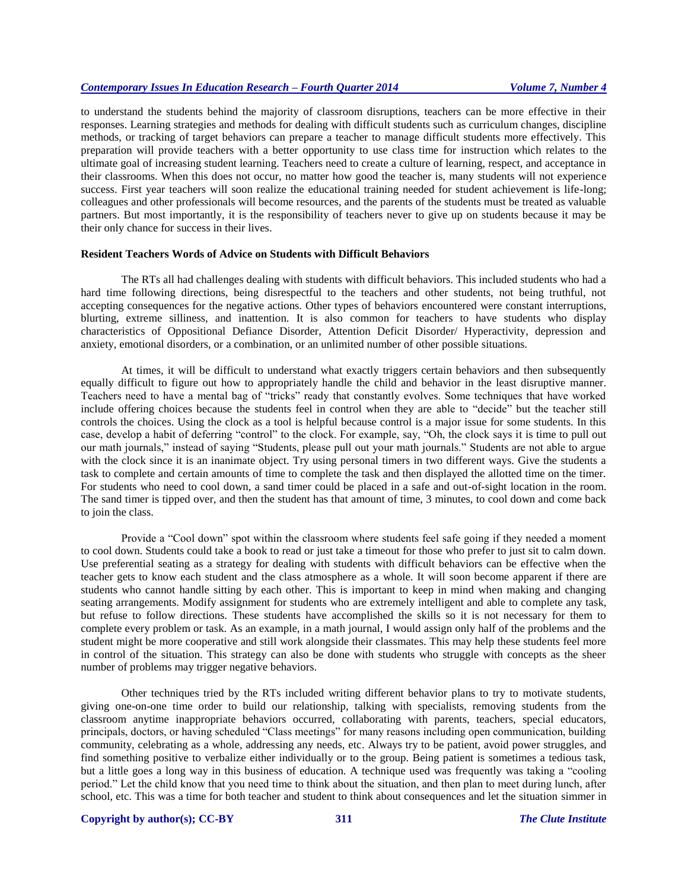to understand the students behind the majority of classroom disruptions, teachers can be more effective in their responses. Learning strategies and methods for dealing with difficult students such as curriculum changes, discipline methods, or tracking of target behaviors can prepare a teacher to manage difficult students more effectively. This preparation will provide teachers with a better opportunity to use class time for instruction which relates to the ultimate goal of increasing student learning. Teachers need to create a culture of learning, respect, and acceptance in their classrooms. When this does not occur, no matter how good the teacher is, many students will not experience success. First year teachers will soon realize the educational training needed for student achievement is life-long; colleagues and other professionals will become resources, and the parents of the students must be treated as valuable partners. But most importantly, it is the responsibility of teachers never to give up on students because it may be their only chance for success in their lives.

### Resident Teachers Words of Advice on Students with Difficult Behaviors

The RTs all had challenges dealing with students with difficult behaviors. This included students who had a hard time following directions, being disrespectful to the teachers and other students, not being truthful, not accepting consequences for the negative actions. Other types of behaviors encountered were constant interruptions, blurting, extreme silliness, and inattention. It is also common for teachers to have students who display characteristics of Oppositional Defiance Disorder, Attention Deficit Disorder/ Hyperactivity, depression and anxiety, emotional disorders, or a combination, or an unlimited number of other possible situations.

At times, it will be difficult to understand what exactly triggers certain behaviors and then subsequently equally difficult to figure out how to appropriately handle the child and behavior in the least disruptive manner. Teachers need to have a mental bag of "tricks" ready that constantly evolves. Some techniques that have worked include offering choices because the students feel in control when they are able to "decide" but the teacher still controls the choices. Using the clock as a tool is helpful because control is a major issue for some students. In this case, develop a habit of deferring "control" to the clock. For example, say, "Oh, the clock says it is time to pull out our math journals," instead of saying "Students, please pull out your math journals." Students are not able to argue with the clock since it is an inanimate object. Try using personal timers in two different ways. Give the students a task to complete and certain amounts of time to complete the task and then displayed the allotted time on the timer. For students who need to cool down, a sand timer could be placed in a safe and out-of-sight location in the room. The sand timer is tipped over, and then the student has that amount of time, 3 minutes, to cool down and come back to join the class.

Provide a "Cool down" spot within the classroom where students feel safe going if they needed a moment to cool down. Students could take a book to read or just take a timeout for those who prefer to just sit to calm down. Use preferential seating as a strategy for dealing with students with difficult behaviors can be effective when the teacher gets to know each student and the class atmosphere as a whole. It will soon become apparent if there are students who cannot handle sitting by each other. This is important to keep in mind when making and changing seating arrangements. Modify assignment for students who are extremely intelligent and able to complete any task, but refuse to follow directions. These students have accomplished the skills so it is not necessary for them to complete every problem or task. As an example, in a math journal, I would assign only half of the problems and the student might be more cooperative and still work alongside their classmates. This may help these students feel more in control of the situation. This strategy can also be done with students who struggle with concepts as the sheer number of problems may trigger negative behaviors.

Other techniques tried by the RTs included writing different behavior plans to try to motivate students, giving one-on-one time order to build our relationship, talking with specialists, removing students from the classroom anytime inappropriate behaviors occurred, collaborating with parents, teachers, special educators, principals, doctors, or having scheduled "Class meetings" for many reasons including open communication, building community, celebrating as a whole, addressing any needs, etc. Always try to be patient, avoid power struggles, and find something positive to verbalize either individually or to the group. Being patient is sometimes a tedious task, but a little goes a long way in this business of education. A technique used was frequently was taking a "cooling period." Let the child know that you need time to think about the situation, and then plan to meet during lunch, after school, etc. This was a time for both teacher and student to think about consequences and let the situation simmer in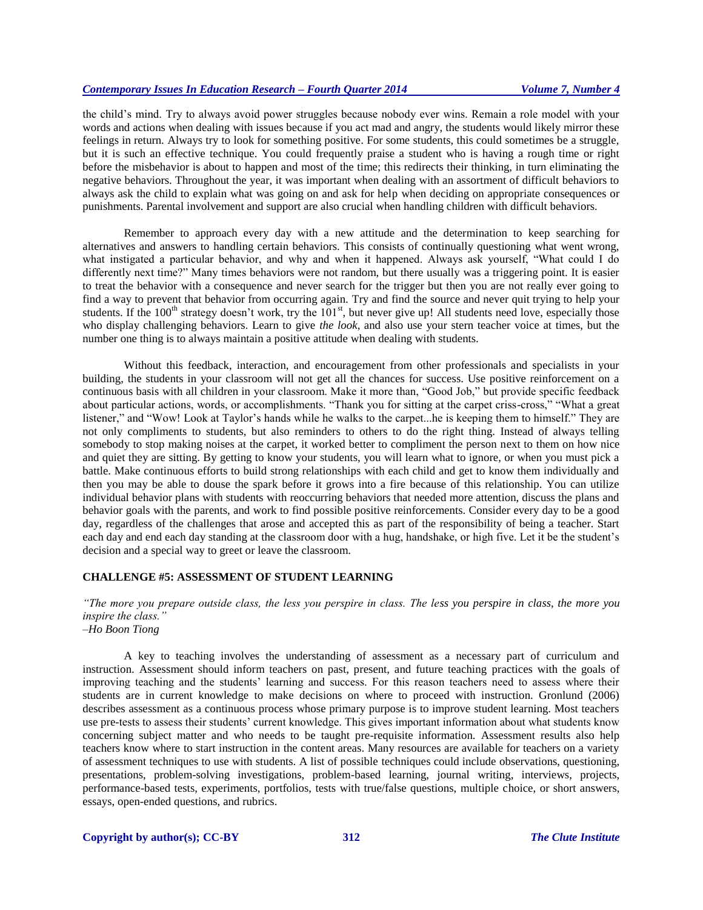the child's mind. Try to always avoid power struggles because nobody ever wins. Remain a role model with your words and actions when dealing with issues because if you act mad and angry, the students would likely mirror these feelings in return. Always try to look for something positive. For some students, this could sometimes be a struggle, but it is such an effective technique. You could frequently praise a student who is having a rough time or right before the misbehavior is about to happen and most of the time; this redirects their thinking, in turn eliminating the negative behaviors. Throughout the year, it was important when dealing with an assortment of difficult behaviors to always ask the child to explain what was going on and ask for help when deciding on appropriate consequences or punishments. Parental involvement and support are also crucial when handling children with difficult behaviors.

Remember to approach every day with a new attitude and the determination to keep searching for alternatives and answers to handling certain behaviors. This consists of continually questioning what went wrong, what instigated a particular behavior, and why and when it happened. Always ask yourself, "What could I do differently next time?" Many times behaviors were not random, but there usually was a triggering point. It is easier to treat the behavior with a consequence and never search for the trigger but then you are not really ever going to find a way to prevent that behavior from occurring again. Try and find the source and never quit trying to help your students. If the 100th strategy doesn't work, try the 101st, but never give up! All students need love, especially those who display challenging behaviors. Learn to give *the look*, and also use your stern teacher voice at times, but the number one thing is to always maintain a positive attitude when dealing with students.

Without this feedback, interaction, and encouragement from other professionals and specialists in your building, the students in your classroom will not get all the chances for success. Use positive reinforcement on a continuous basis with all children in your classroom. Make it more than, "Good Job," but provide specific feedback about particular actions, words, or accomplishments. "Thank you for sitting at the carpet criss-cross," "What a great listener," and "Wow! Look at Taylor's hands while he walks to the carpet...he is keeping them to himself." They are not only compliments to students, but also reminders to others to do the right thing. Instead of always telling somebody to stop making noises at the carpet, it worked better to compliment the person next to them on how nice and quiet they are sitting. By getting to know your students, you will learn what to ignore, or when you must pick a battle. Make continuous efforts to build strong relationships with each child and get to know them individually and then you may be able to douse the spark before it grows into a fire because of this relationship. You can utilize individual behavior plans with students with reoccurring behaviors that needed more attention, discuss the plans and behavior goals with the parents, and work to find possible positive reinforcements. Consider every day to be a good day, regardless of the challenges that arose and accepted this as part of the responsibility of being a teacher. Start each day and end each day standing at the classroom door with a hug, handshake, or high five. Let it be the student's decision and a special way to greet or leave the classroom.

## CHALLENGE #5: ASSESSMENT OF STUDENT LEARNING

*"The more you prepare outside class, the less you perspire in class. The less you perspire in class, the more you inspire the class."*
*–Ho Boon Tiong*

A key to teaching involves the understanding of assessment as a necessary part of curriculum and instruction. Assessment should inform teachers on past, present, and future teaching practices with the goals of improving teaching and the students' learning and success. For this reason teachers need to assess where their students are in current knowledge to make decisions on where to proceed with instruction. Gronlund (2006) describes assessment as a continuous process whose primary purpose is to improve student learning. Most teachers use pre-tests to assess their students' current knowledge. This gives important information about what students know concerning subject matter and who needs to be taught pre-requisite information. Assessment results also help teachers know where to start instruction in the content areas. Many resources are available for teachers on a variety of assessment techniques to use with students. A list of possible techniques could include observations, questioning, presentations, problem-solving investigations, problem-based learning, journal writing, interviews, projects, performance-based tests, experiments, portfolios, tests with true/false questions, multiple choice, or short answers, essays, open-ended questions, and rubrics.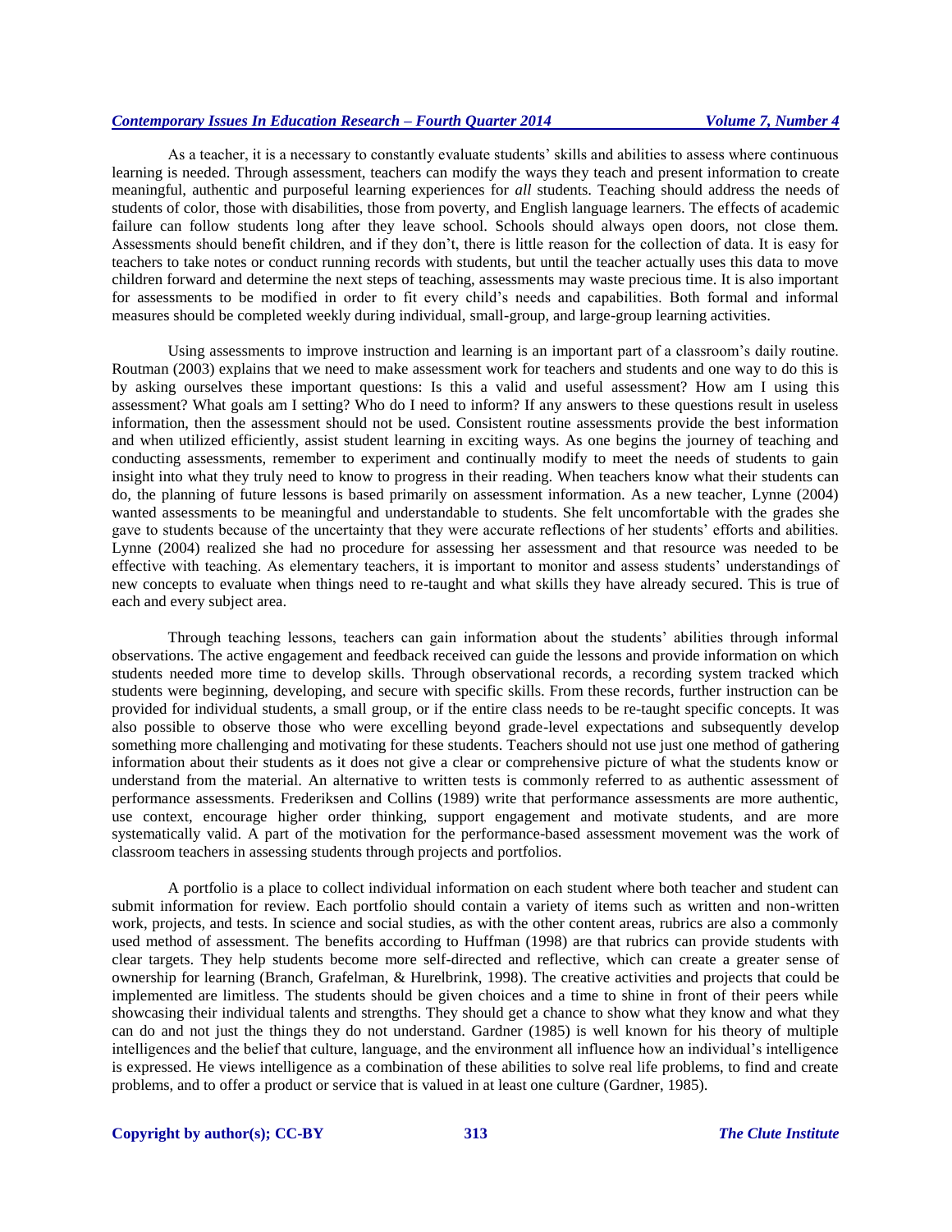As a teacher, it is a necessary to constantly evaluate students' skills and abilities to assess where continuous learning is needed. Through assessment, teachers can modify the ways they teach and present information to create meaningful, authentic and purposeful learning experiences for *all* students. Teaching should address the needs of students of color, those with disabilities, those from poverty, and English language learners. The effects of academic failure can follow students long after they leave school. Schools should always open doors, not close them. Assessments should benefit children, and if they don't, there is little reason for the collection of data. It is easy for teachers to take notes or conduct running records with students, but until the teacher actually uses this data to move children forward and determine the next steps of teaching, assessments may waste precious time. It is also important for assessments to be modified in order to fit every child's needs and capabilities. Both formal and informal measures should be completed weekly during individual, small-group, and large-group learning activities.

Using assessments to improve instruction and learning is an important part of a classroom's daily routine. Routman (2003) explains that we need to make assessment work for teachers and students and one way to do this is by asking ourselves these important questions: Is this a valid and useful assessment? How am I using this assessment? What goals am I setting? Who do I need to inform? If any answers to these questions result in useless information, then the assessment should not be used. Consistent routine assessments provide the best information and when utilized efficiently, assist student learning in exciting ways. As one begins the journey of teaching and conducting assessments, remember to experiment and continually modify to meet the needs of students to gain insight into what they truly need to know to progress in their reading. When teachers know what their students can do, the planning of future lessons is based primarily on assessment information. As a new teacher, Lynne (2004) wanted assessments to be meaningful and understandable to students. She felt uncomfortable with the grades she gave to students because of the uncertainty that they were accurate reflections of her students' efforts and abilities. Lynne (2004) realized she had no procedure for assessing her assessment and that resource was needed to be effective with teaching. As elementary teachers, it is important to monitor and assess students' understandings of new concepts to evaluate when things need to re-taught and what skills they have already secured. This is true of each and every subject area.

Through teaching lessons, teachers can gain information about the students' abilities through informal observations. The active engagement and feedback received can guide the lessons and provide information on which students needed more time to develop skills. Through observational records, a recording system tracked which students were beginning, developing, and secure with specific skills. From these records, further instruction can be provided for individual students, a small group, or if the entire class needs to be re-taught specific concepts. It was also possible to observe those who were excelling beyond grade-level expectations and subsequently develop something more challenging and motivating for these students. Teachers should not use just one method of gathering information about their students as it does not give a clear or comprehensive picture of what the students know or understand from the material. An alternative to written tests is commonly referred to as authentic assessment of performance assessments. Frederiksen and Collins (1989) write that performance assessments are more authentic, use context, encourage higher order thinking, support engagement and motivate students, and are more systematically valid. A part of the motivation for the performance-based assessment movement was the work of classroom teachers in assessing students through projects and portfolios.

A portfolio is a place to collect individual information on each student where both teacher and student can submit information for review. Each portfolio should contain a variety of items such as written and non-written work, projects, and tests. In science and social studies, as with the other content areas, rubrics are also a commonly used method of assessment. The benefits according to Huffman (1998) are that rubrics can provide students with clear targets. They help students become more self-directed and reflective, which can create a greater sense of ownership for learning (Branch, Grafelman, & Hurelbrink, 1998). The creative activities and projects that could be implemented are limitless. The students should be given choices and a time to shine in front of their peers while showcasing their individual talents and strengths. They should get a chance to show what they know and what they can do and not just the things they do not understand. Gardner (1985) is well known for his theory of multiple intelligences and the belief that culture, language, and the environment all influence how an individual's intelligence is expressed. He views intelligence as a combination of these abilities to solve real life problems, to find and create problems, and to offer a product or service that is valued in at least one culture (Gardner, 1985).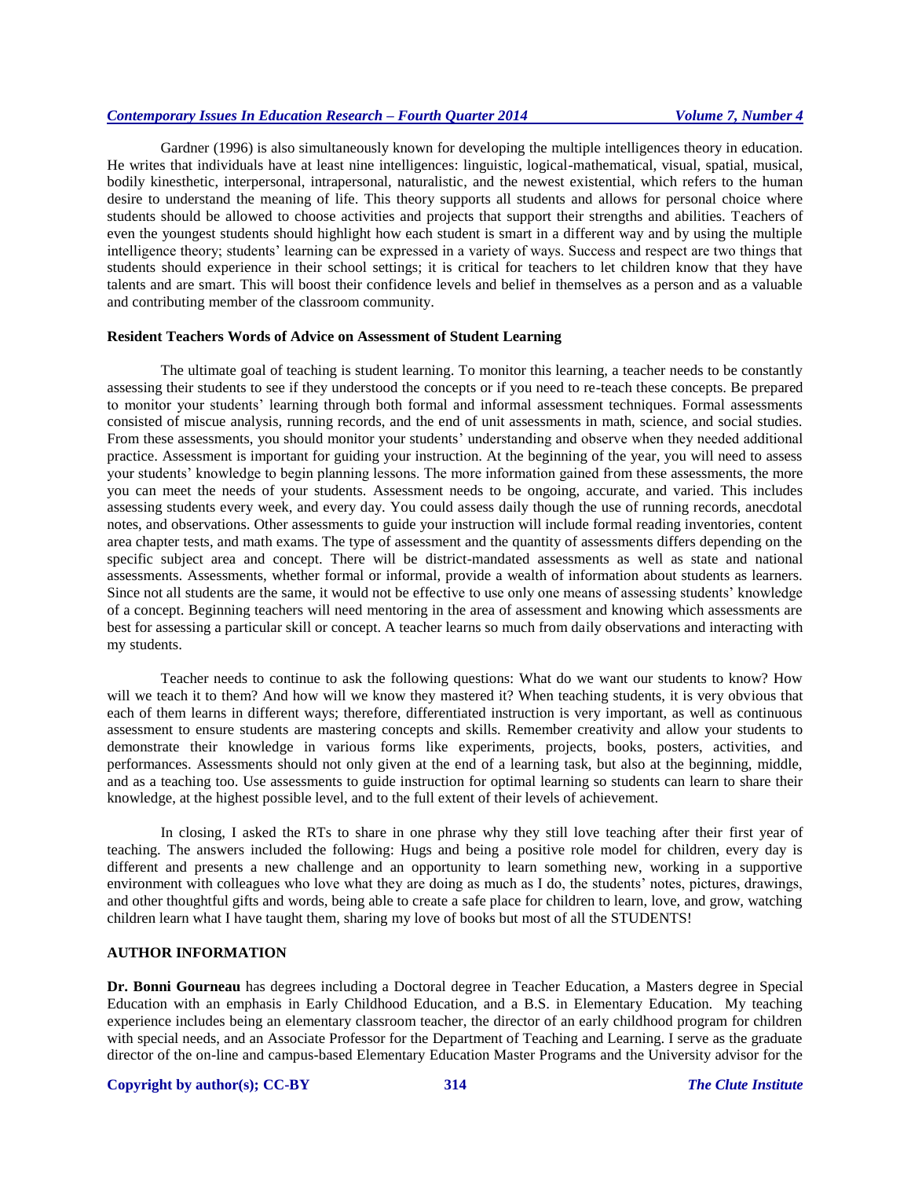Gardner (1996) is also simultaneously known for developing the multiple intelligences theory in education. He writes that individuals have at least nine intelligences: linguistic, logical-mathematical, visual, spatial, musical, bodily kinesthetic, interpersonal, intrapersonal, naturalistic, and the newest existential, which refers to the human desire to understand the meaning of life. This theory supports all students and allows for personal choice where students should be allowed to choose activities and projects that support their strengths and abilities. Teachers of even the youngest students should highlight how each student is smart in a different way and by using the multiple intelligence theory; students' learning can be expressed in a variety of ways. Success and respect are two things that students should experience in their school settings; it is critical for teachers to let children know that they have talents and are smart. This will boost their confidence levels and belief in themselves as a person and as a valuable and contributing member of the classroom community.

### Resident Teachers Words of Advice on Assessment of Student Learning

The ultimate goal of teaching is student learning. To monitor this learning, a teacher needs to be constantly assessing their students to see if they understood the concepts or if you need to re-teach these concepts. Be prepared to monitor your students' learning through both formal and informal assessment techniques. Formal assessments consisted of miscue analysis, running records, and the end of unit assessments in math, science, and social studies. From these assessments, you should monitor your students' understanding and observe when they needed additional practice. Assessment is important for guiding your instruction. At the beginning of the year, you will need to assess your students' knowledge to begin planning lessons. The more information gained from these assessments, the more you can meet the needs of your students. Assessment needs to be ongoing, accurate, and varied. This includes assessing students every week, and every day. You could assess daily though the use of running records, anecdotal notes, and observations. Other assessments to guide your instruction will include formal reading inventories, content area chapter tests, and math exams. The type of assessment and the quantity of assessments differs depending on the specific subject area and concept. There will be district-mandated assessments as well as state and national assessments. Assessments, whether formal or informal, provide a wealth of information about students as learners. Since not all students are the same, it would not be effective to use only one means of assessing students' knowledge of a concept. Beginning teachers will need mentoring in the area of assessment and knowing which assessments are best for assessing a particular skill or concept. A teacher learns so much from daily observations and interacting with my students.

Teacher needs to continue to ask the following questions: What do we want our students to know? How will we teach it to them? And how will we know they mastered it? When teaching students, it is very obvious that each of them learns in different ways; therefore, differentiated instruction is very important, as well as continuous assessment to ensure students are mastering concepts and skills. Remember creativity and allow your students to demonstrate their knowledge in various forms like experiments, projects, books, posters, activities, and performances. Assessments should not only given at the end of a learning task, but also at the beginning, middle, and as a teaching too. Use assessments to guide instruction for optimal learning so students can learn to share their knowledge, at the highest possible level, and to the full extent of their levels of achievement.

In closing, I asked the RTs to share in one phrase why they still love teaching after their first year of teaching. The answers included the following: Hugs and being a positive role model for children, every day is different and presents a new challenge and an opportunity to learn something new, working in a supportive environment with colleagues who love what they are doing as much as I do, the students' notes, pictures, drawings, and other thoughtful gifts and words, being able to create a safe place for children to learn, love, and grow, watching children learn what I have taught them, sharing my love of books but most of all the STUDENTS!

### AUTHOR INFORMATION

**Dr. Bonni Gourneau** has degrees including a Doctoral degree in Teacher Education, a Masters degree in Special Education with an emphasis in Early Childhood Education, and a B.S. in Elementary Education. My teaching experience includes being an elementary classroom teacher, the director of an early childhood program for children with special needs, and an Associate Professor for the Department of Teaching and Learning. I serve as the graduate director of the on-line and campus-based Elementary Education Master Programs and the University advisor for the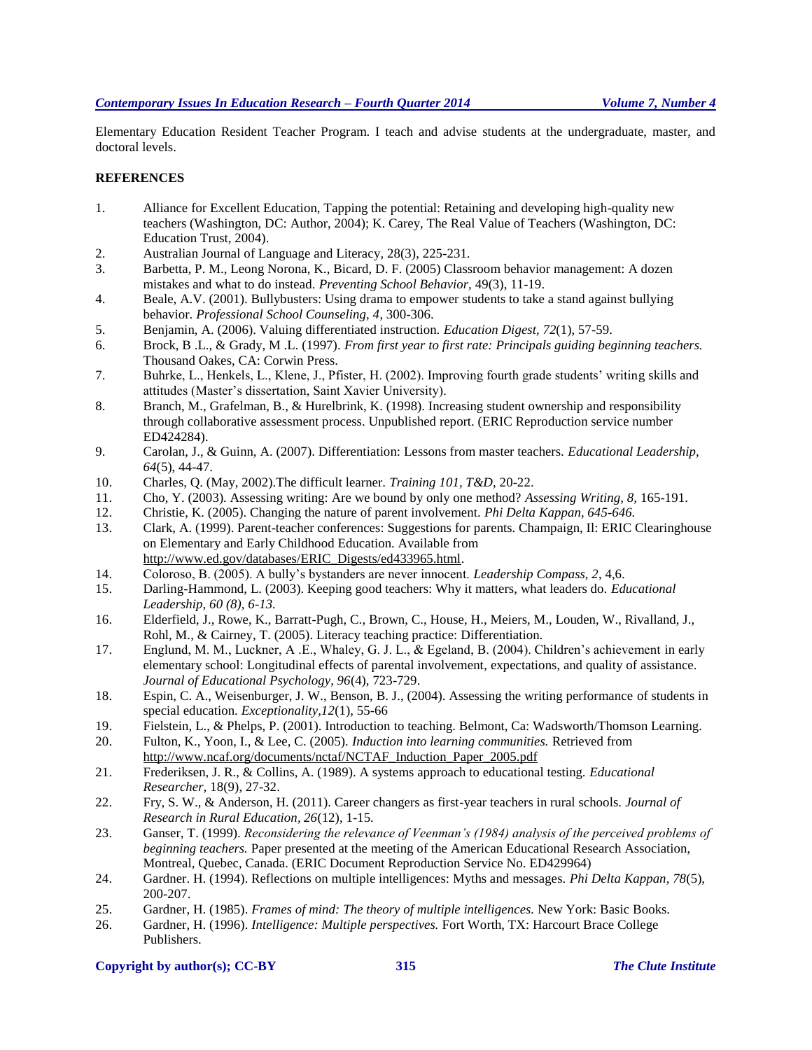Elementary Education Resident Teacher Program. I teach and advise students at the undergraduate, master, and doctoral levels.

**REFERENCES**

1. Alliance for Excellent Education, Tapping the potential: Retaining and developing high-quality new teachers (Washington, DC: Author, 2004); K. Carey, The Real Value of Teachers (Washington, DC: Education Trust, 2004).
2. Australian Journal of Language and Literacy, 28(3), 225-231.
3. Barbetta, P. M., Leong Norona, K., Bicard, D. F. (2005) Classroom behavior management: A dozen mistakes and what to do instead. *Preventing School Behavior,* 49(3), 11-19.
4. Beale, A.V. (2001). Bullybusters: Using drama to empower students to take a stand against bullying behavior. *Professional School Counseling, 4*, 300-306.
5. Benjamin, A. (2006). Valuing differentiated instruction. *Education Digest, 72*(1), 57-59.
6. Brock, B .L., & Grady, M .L. (1997). *From first year to first rate: Principals guiding beginning teachers.* Thousand Oakes, CA: Corwin Press.
7. Buhrke, L., Henkels, L., Klene, J., Pfister, H. (2002). Improving fourth grade students' writing skills and attitudes (Master's dissertation, Saint Xavier University).
8. Branch, M., Grafelman, B., & Hurelbrink, K. (1998). Increasing student ownership and responsibility through collaborative assessment process. Unpublished report. (ERIC Reproduction service number ED424284).
9. Carolan, J., & Guinn, A. (2007). Differentiation: Lessons from master teachers. *Educational Leadership, 64*(5), 44-47.
10. Charles, Q. (May, 2002).The difficult learner. *Training 101, T&D*, 20-22.
11. Cho, Y. (2003). Assessing writing: Are we bound by only one method? *Assessing Writing, 8,* 165-191.
12. Christie, K. (2005). Changing the nature of parent involvement. *Phi Delta Kappan, 645-646.*
13. Clark, A. (1999). Parent-teacher conferences: Suggestions for parents. Champaign, Il: ERIC Clearinghouse on Elementary and Early Childhood Education. Available from http://www.ed.gov/databases/ERIC_Digests/ed433965.html.
14. Coloroso, B. (2005). A bully's bystanders are never innocent. *Leadership Compass, 2*, 4,6.
15. Darling-Hammond, L. (2003). Keeping good teachers: Why it matters, what leaders do. *Educational Leadership, 60 (8), 6-13.*
16. Elderfield, J., Rowe, K., Barratt-Pugh, C., Brown, C., House, H., Meiers, M., Louden, W., Rivalland, J., Rohl, M., & Cairney, T. (2005). Literacy teaching practice: Differentiation.
17. Englund, M. M., Luckner, A .E., Whaley, G. J. L., & Egeland, B. (2004). Children's achievement in early elementary school: Longitudinal effects of parental involvement, expectations, and quality of assistance. *Journal of Educational Psychology, 96*(4), 723-729.
18. Espin, C. A., Weisenburger, J. W., Benson, B. J., (2004). Assessing the writing performance of students in special education. *Exceptionality,12*(1), 55-66
19. Fielstein, L., & Phelps, P. (2001). Introduction to teaching. Belmont, Ca: Wadsworth/Thomson Learning.
20. Fulton, K., Yoon, I., & Lee, C. (2005). *Induction into learning communities.* Retrieved from http://www.ncaf.org/documents/nctaf/NCTAF_Induction_Paper_2005.pdf
21. Frederiksen, J. R., & Collins, A. (1989). A systems approach to educational testing. *Educational Researcher,* 18(9), 27-32.
22. Fry, S. W., & Anderson, H. (2011). Career changers as first-year teachers in rural schools. *Journal of Research in Rural Education, 26*(12), 1-15.
23. Ganser, T. (1999). *Reconsidering the relevance of Veenman's (1984) analysis of the perceived problems of beginning teachers.* Paper presented at the meeting of the American Educational Research Association, Montreal, Quebec, Canada. (ERIC Document Reproduction Service No. ED429964)
24. Gardner. H. (1994). Reflections on multiple intelligences: Myths and messages. *Phi Delta Kappan, 78*(5), 200-207.
25. Gardner, H. (1985). *Frames of mind: The theory of multiple intelligences.* New York: Basic Books.
26. Gardner, H. (1996). *Intelligence: Multiple perspectives.* Fort Worth, TX: Harcourt Brace College Publishers.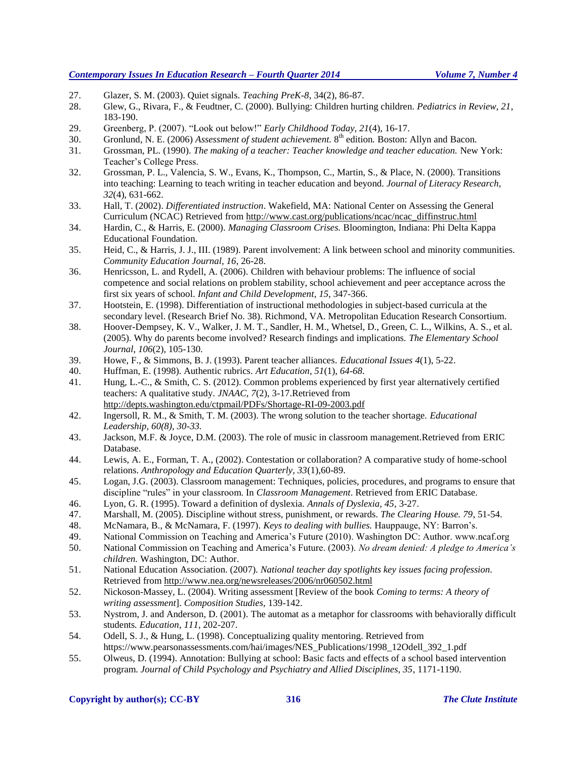27. Glazer, S. M. (2003). Quiet signals. *Teaching PreK-8*, 34(2), 86-87.
28. Glew, G., Rivara, F., & Feudtner, C. (2000). Bullying: Children hurting children. *Pediatrics in Review, 21*, 183-190.
29. Greenberg, P. (2007). "Look out below!" *Early Childhood Today, 21*(4), 16-17.
30. Gronlund, N. E. (2006) *Assessment of student achievement.* 8th edition*.* Boston: Allyn and Bacon.
31. Grossman, PL. (1990). *The making of a teacher: Teacher knowledge and teacher education.* New York: Teacher's College Press.
32. Grossman, P. L., Valencia, S. W., Evans, K., Thompson, C., Martin, S., & Place, N. (2000). Transitions into teaching: Learning to teach writing in teacher education and beyond. *Journal of Literacy Research, 32*(4), 631-662.
33. Hall, T. (2002). *Differentiated instruction*. Wakefield, MA: National Center on Assessing the General Curriculum (NCAC) Retrieved from http://www.cast.org/publications/ncac/ncac_diffinstruc.html
34. Hardin, C., & Harris, E. (2000). *Managing Classroom Crises.* Bloomington, Indiana: Phi Delta Kappa Educational Foundation.
35. Heid, C., & Harris, J. J., III. (1989). Parent involvement: A link between school and minority communities. *Community Education Journal, 16*, 26-28.
36. Henricsson, L. and Rydell, A. (2006). Children with behaviour problems: The influence of social competence and social relations on problem stability, school achievement and peer acceptance across the first six years of school. *Infant and Child Development, 15*, 347-366.
37. Hootstein, E. (1998). Differentiation of instructional methodologies in subject-based curricula at the secondary level. (Research Brief No. 38). Richmond, VA. Metropolitan Education Research Consortium.
38. Hoover-Dempsey, K. V., Walker, J. M. T., Sandler, H. M., Whetsel, D., Green, C. L., Wilkins, A. S., et al. (2005). Why do parents become involved? Research findings and implications. *The Elementary School Journal*, *106*(2), 105-130.
39. Howe, F., & Simmons, B. J. (1993). Parent teacher alliances. *Educational Issues 4*(1), 5-22.
40. Huffman, E. (1998). Authentic rubrics. *Art Education, 51*(1), *64-68.*
41. Hung, L.-C., & Smith, C. S. (2012). Common problems experienced by first year alternatively certified teachers: A qualitative study. *JNAAC*, *7*(2), 3-17.Retrieved from http://depts.washington.edu/ctpmail/PDFs/Shortage-RI-09-2003.pdf
42. Ingersoll, R. M., & Smith, T. M. (2003). The wrong solution to the teacher shortage. *Educational Leadership, 60(8), 30-33.*
43. Jackson, M.F. & Joyce, D.M. (2003). The role of music in classroom management.Retrieved from ERIC Database.
44. Lewis, A. E., Forman, T. A., (2002). Contestation or collaboration? A comparative study of home-school relations. *Anthropology and Education Quarterly, 33*(1),60-89.
45. Logan, J.G. (2003). Classroom management: Techniques, policies, procedures, and programs to ensure that discipline "rules" in your classroom. In *Classroom Management*. Retrieved from ERIC Database.
46. Lyon, G. R. (1995). Toward a definition of dyslexia. *Annals of Dyslexia, 45*, 3-27.
47. Marshall, M. (2005). Discipline without stress, punishment, or rewards. *The Clearing House. 79*, 51-54.
48. McNamara, B., & McNamara, F. (1997). *Keys to dealing with bullies.* Hauppauge, NY: Barron's.
49. National Commission on Teaching and America's Future (2010). Washington DC: Author. www.ncaf.org
50. National Commission on Teaching and America's Future. (2003). *No dream denied: A pledge to America's children.* Washington, DC: Author.
51. National Education Association. (2007). *National teacher day spotlights key issues facing profession.* Retrieved from http://www.nea.org/newsreleases/2006/nr060502.html
52. Nickoson-Massey, L. (2004). Writing assessment [Review of the book *Coming to terms: A theory of writing assessment*]. *Composition Studies,* 139-142.
53. Nystrom, J. and Anderson, D. (2001). The automat as a metaphor for classrooms with behaviorally difficult students*. Education*, *111*, 202-207.
54. Odell, S. J., & Hung, L. (1998). Conceptualizing quality mentoring. Retrieved from https://www.pearsonassessments.com/hai/images/NES_Publications/1998_12Odell_392_1.pdf
55. Olweus, D. (1994). Annotation: Bullying at school: Basic facts and effects of a school based intervention program*. Journal of Child Psychology and Psychiatry and Allied Disciplines, 35*, 1171-1190.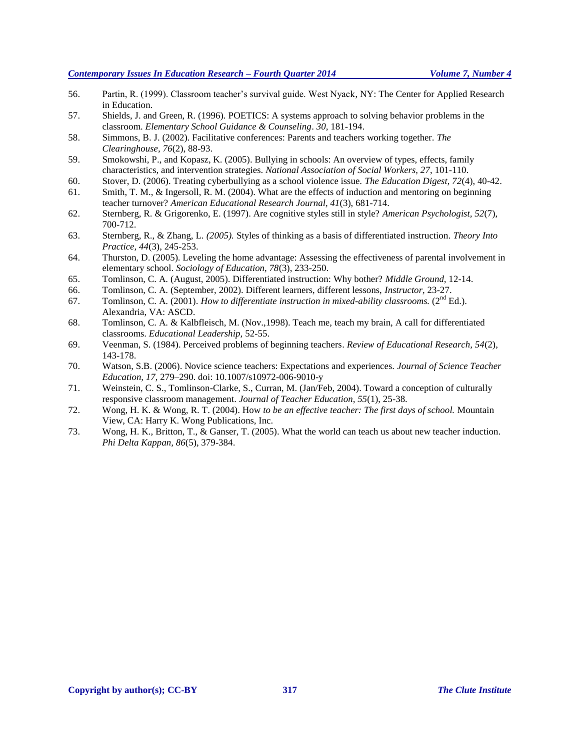56. Partin, R. (1999). Classroom teacher's survival guide. West Nyack, NY: The Center for Applied Research in Education.
57. Shields, J. and Green, R. (1996). POETICS: A systems approach to solving behavior problems in the classroom. *Elementary School Guidance & Counseling*. *30*, 181-194.
58. Simmons, B. J. (2002). Facilitative conferences: Parents and teachers working together. *The Clearinghouse, 76*(2), 88-93.
59. Smokowshi, P., and Kopasz, K. (2005). Bullying in schools: An overview of types, effects, family characteristics, and intervention strategies. *National Association of Social Workers, 27*, 101-110.
60. Stover, D. (2006). Treating cyberbullying as a school violence issue. *The Education Digest, 72*(4), 40-42.
61. Smith, T. M., & Ingersoll, R. M. (2004). What are the effects of induction and mentoring on beginning teacher turnover? *American Educational Research Journal, 41*(3), 681-714.
62. Sternberg, R. & Grigorenko, E. (1997). Are cognitive styles still in style? *American Psychologist, 52*(7), 700-712.
63. Sternberg, R., & Zhang, L. *(2005).* Styles of thinking as a basis of differentiated instruction. *Theory Into Practice, 44*(3), 245-253.
64. Thurston, D. (2005). Leveling the home advantage: Assessing the effectiveness of parental involvement in elementary school. *Sociology of Education, 78*(3), 233-250.
65. Tomlinson, C. A. (August, 2005). Differentiated instruction: Why bother? *Middle Ground*, 12-14.
66. Tomlinson, C. A. (September, 2002). Different learners, different lessons, *Instructor*, 23-27.
67. Tomlinson, C. A. (2001). *How to differentiate instruction in mixed-ability classrooms.* (2nd Ed.). Alexandria, VA: ASCD.
68. Tomlinson, C. A. & Kalbfleisch, M. (Nov.,1998). Teach me, teach my brain, A call for differentiated classrooms. *Educational Leadership*, 52-55.
69. Veenman, S. (1984). Perceived problems of beginning teachers. *Review of Educational Research, 54*(2), 143-178.
70. Watson, S.B. (2006). Novice science teachers: Expectations and experiences. *Journal of Science Teacher Education, 17*, 279–290. doi: 10.1007/s10972-006-9010-y
71. Weinstein, C. S., Tomlinson-Clarke, S., Curran, M. (Jan/Feb, 2004). Toward a conception of culturally responsive classroom management. *Journal of Teacher Education, 55*(1), 25-38.
72. Wong, H. K. & Wong, R. T. (2004). How *to be an effective teacher: The first days of school.* Mountain View, CA: Harry K. Wong Publications, Inc.
73. Wong, H. K., Britton, T., & Ganser, T. (2005). What the world can teach us about new teacher induction. *Phi Delta Kappan, 86*(5), 379-384.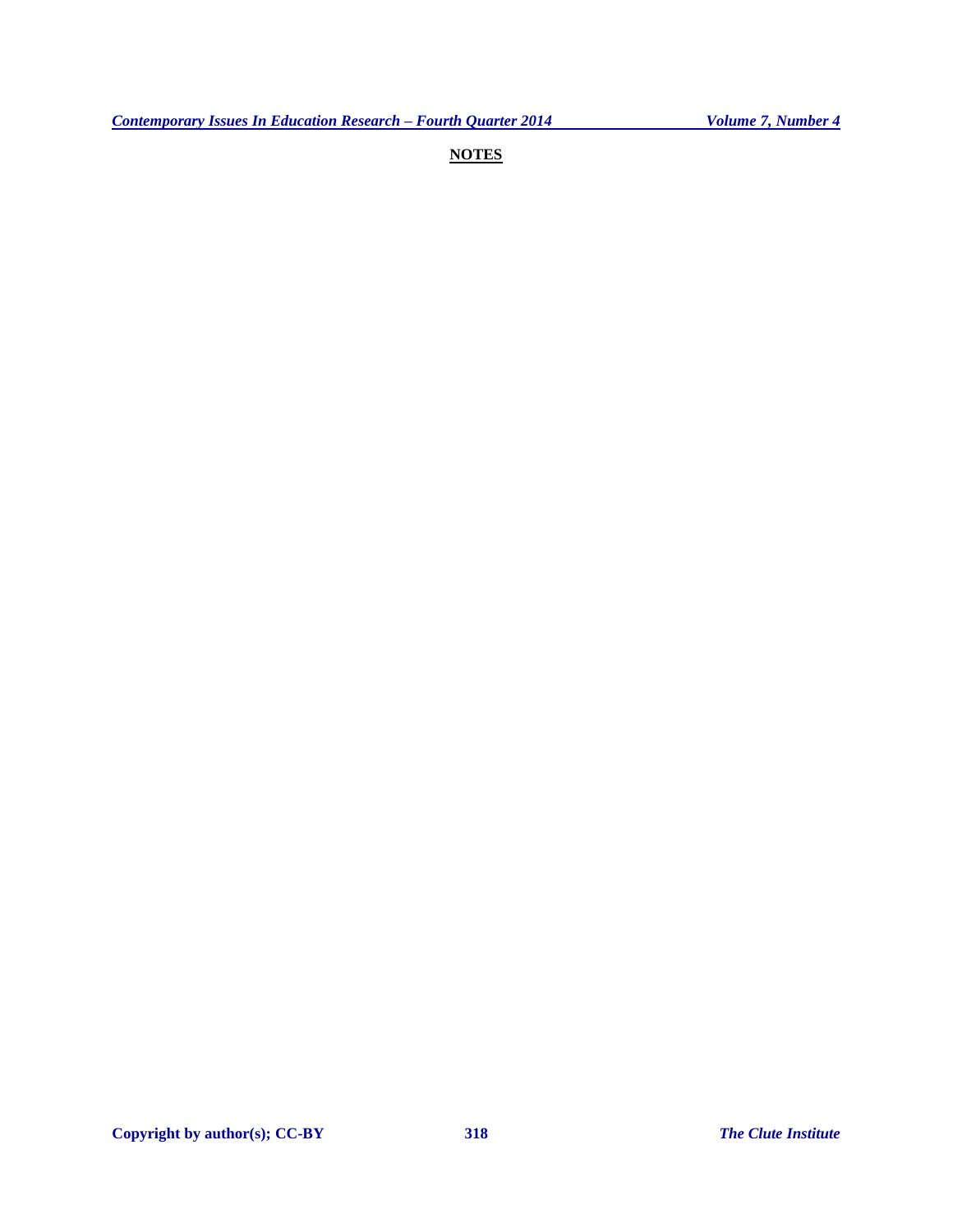**NOTES**